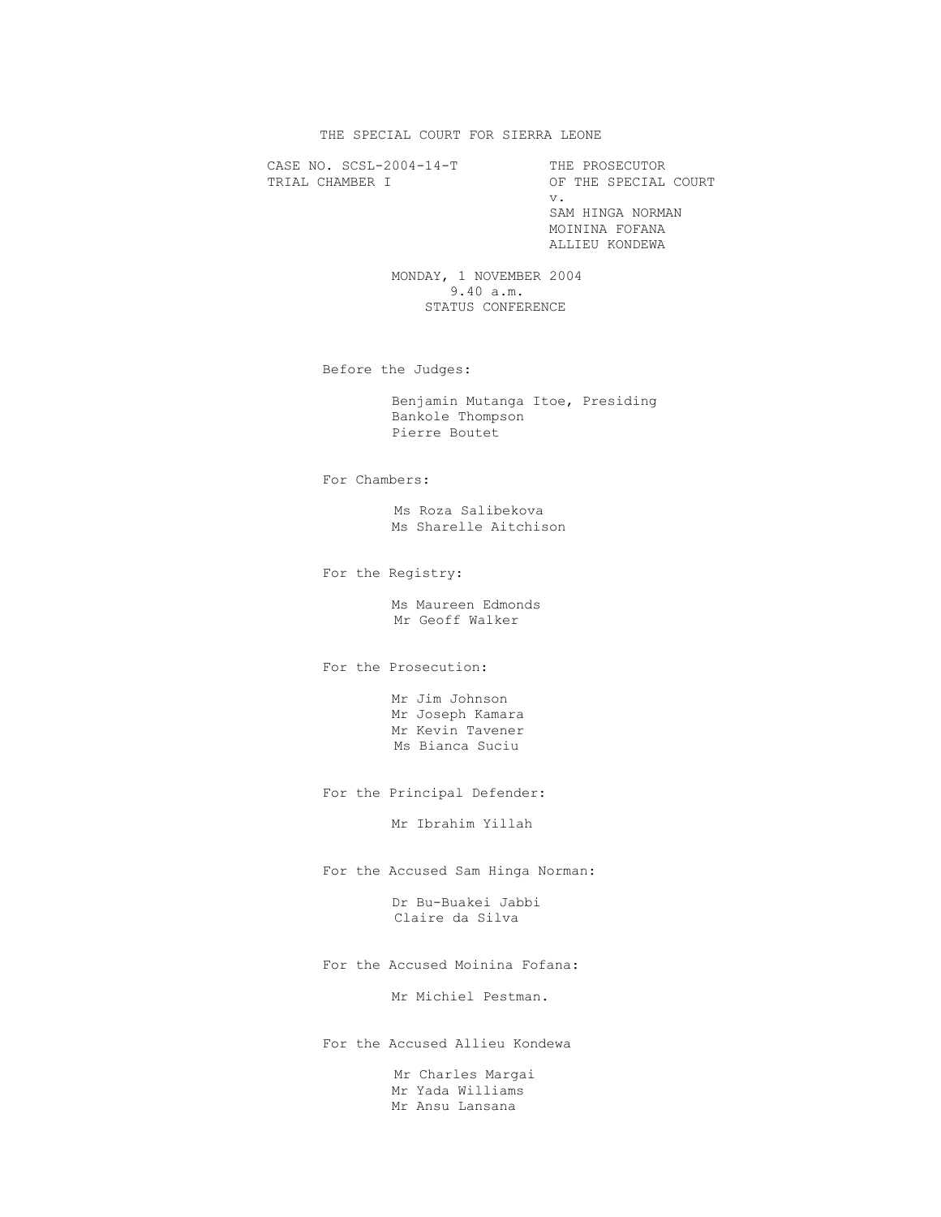# THE SPECIAL COURT FOR SIERRA LEONE

CASE NO. SCSL-2004-14-T
TRIAL CHAMBER I

THE PROSECUTOR
OF THE SPECIAL COURT
v.
SAM HINGA NORMAN
MOININA FOFANA
ALLIEU KONDEWA

MONDAY, 1 NOVEMBER 2004
9.40 a.m.
STATUS CONFERENCE

Before the Judges:

Benjamin Mutanga Itoe, Presiding
Bankole Thompson
Pierre Boutet

For Chambers:

Ms Roza Salibekova
Ms Sharelle Aitchison

For the Registry:

Ms Maureen Edmonds
Mr Geoff Walker

For the Prosecution:

Mr Jim Johnson
Mr Joseph Kamara
Mr Kevin Tavener
Ms Bianca Suciu

For the Principal Defender:

Mr Ibrahim Yillah

For the Accused Sam Hinga Norman:

Dr Bu-Buakei Jabbi
Claire da Silva

For the Accused Moinina Fofana:

Mr Michiel Pestman.

For the Accused Allieu Kondewa

Mr Charles Margai
Mr Yada Williams
Mr Ansu Lansana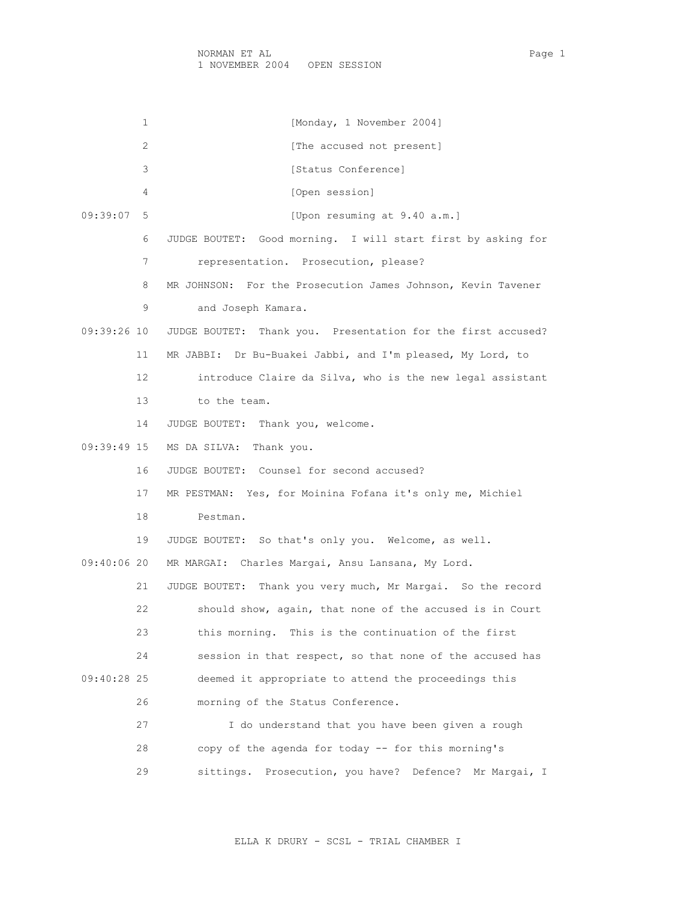1 [Monday, 1 November 2004]

2 [The accused not present]

3 [Status Conference]

4 [Open session]

09:39:07 5 [Upon resuming at 9.40 a.m.]

6 JUDGE BOUTET: Good morning. I will start first by asking for

7 representation. Prosecution, please?

8 MR JOHNSON: For the Prosecution James Johnson, Kevin Tavener

9 and Joseph Kamara.

09:39:26 10 JUDGE BOUTET: Thank you. Presentation for the first accused?

11 MR JABBI: Dr Bu-Buakei Jabbi, and I'm pleased, My Lord, to

12 introduce Claire da Silva, who is the new legal assistant

13 to the team.

14 JUDGE BOUTET: Thank you, welcome.

09:39:49 15 MS DA SILVA: Thank you.

16 JUDGE BOUTET: Counsel for second accused?

17 MR PESTMAN: Yes, for Moinina Fofana it's only me, Michiel

18 Pestman.

19 JUDGE BOUTET: So that's only you. Welcome, as well.

09:40:06 20 MR MARGAI: Charles Margai, Ansu Lansana, My Lord.

21 JUDGE BOUTET: Thank you very much, Mr Margai. So the record

22 should show, again, that none of the accused is in Court

23 this morning. This is the continuation of the first

24 session in that respect, so that none of the accused has

09:40:28 25 deemed it appropriate to attend the proceedings this

26 morning of the Status Conference.

27 I do understand that you have been given a rough

28 copy of the agenda for today -- for this morning's

29 sittings. Prosecution, you have? Defence? Mr Margai, I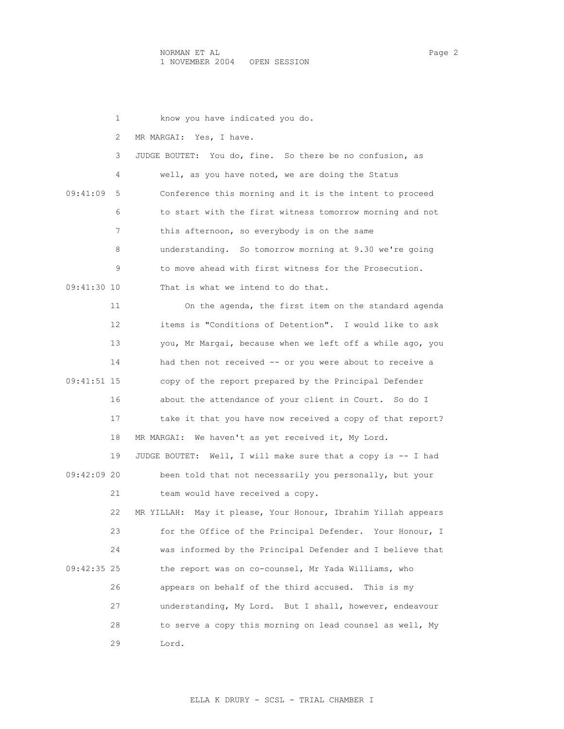know you have indicated you do.

MR MARGAI: Yes, I have.

JUDGE BOUTET: You do, fine. So there be no confusion, as well, as you have noted, we are doing the Status Conference this morning and it is the intent to proceed to start with the first witness tomorrow morning and not this afternoon, so everybody is on the same understanding. So tomorrow morning at 9.30 we're going to move ahead with first witness for the Prosecution. That is what we intend to do that.

On the agenda, the first item on the standard agenda items is "Conditions of Detention". I would like to ask you, Mr Margai, because when we left off a while ago, you had then not received -- or you were about to receive a copy of the report prepared by the Principal Defender about the attendance of your client in Court. So do I take it that you have now received a copy of that report?

MR MARGAI: We haven't as yet received it, My Lord.

JUDGE BOUTET: Well, I will make sure that a copy is -- I had been told that not necessarily you personally, but your team would have received a copy.

MR YILLAH: May it please, Your Honour, Ibrahim Yillah appears for the Office of the Principal Defender. Your Honour, I was informed by the Principal Defender and I believe that the report was on co-counsel, Mr Yada Williams, who appears on behalf of the third accused. This is my understanding, My Lord. But I shall, however, endeavour to serve a copy this morning on lead counsel as well, My Lord.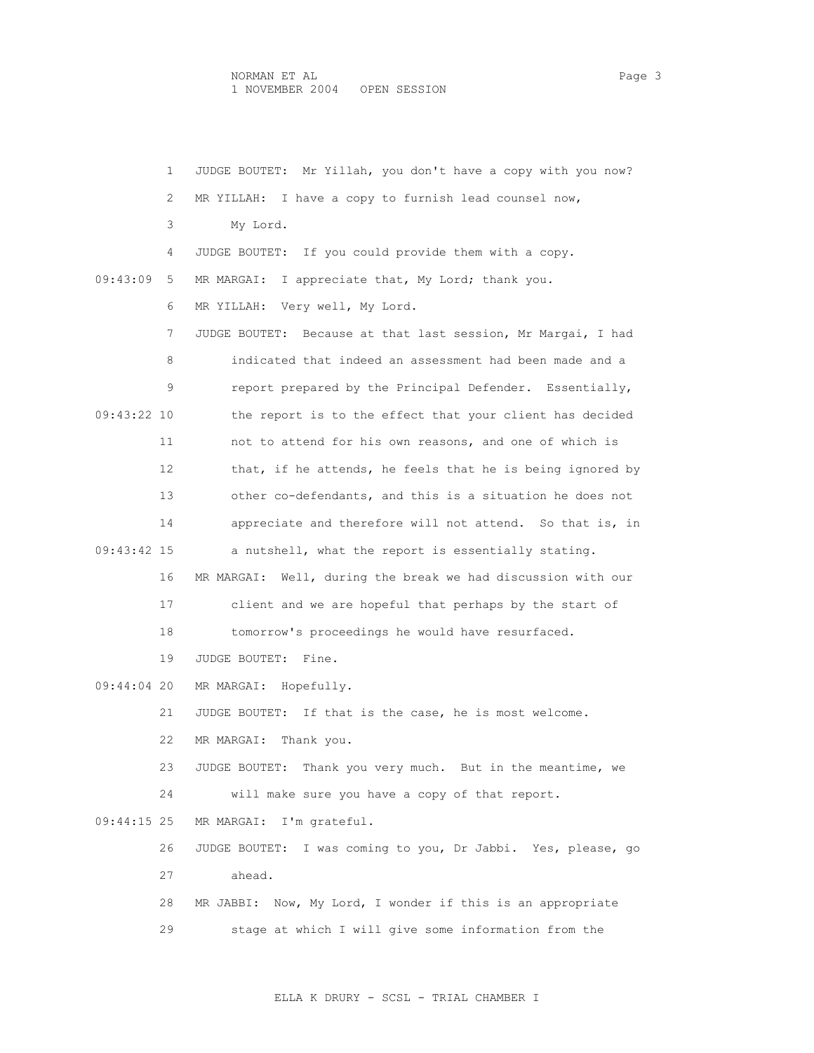JUDGE BOUTET: Mr Yillah, you don't have a copy with you now?

MR YILLAH: I have a copy to furnish lead counsel now, My Lord.

JUDGE BOUTET: If you could provide them with a copy.

MR MARGAI: I appreciate that, My Lord; thank you.

MR YILLAH: Very well, My Lord.

JUDGE BOUTET: Because at that last session, Mr Margai, I had indicated that indeed an assessment had been made and a report prepared by the Principal Defender. Essentially, the report is to the effect that your client has decided not to attend for his own reasons, and one of which is that, if he attends, he feels that he is being ignored by other co-defendants, and this is a situation he does not appreciate and therefore will not attend. So that is, in a nutshell, what the report is essentially stating.

MR MARGAI: Well, during the break we had discussion with our client and we are hopeful that perhaps by the start of tomorrow's proceedings he would have resurfaced.

JUDGE BOUTET: Fine.

MR MARGAI: Hopefully.

JUDGE BOUTET: If that is the case, he is most welcome.

MR MARGAI: Thank you.

JUDGE BOUTET: Thank you very much. But in the meantime, we will make sure you have a copy of that report.

MR MARGAI: I'm grateful.

JUDGE BOUTET: I was coming to you, Dr Jabbi. Yes, please, go ahead.

MR JABBI: Now, My Lord, I wonder if this is an appropriate stage at which I will give some information from the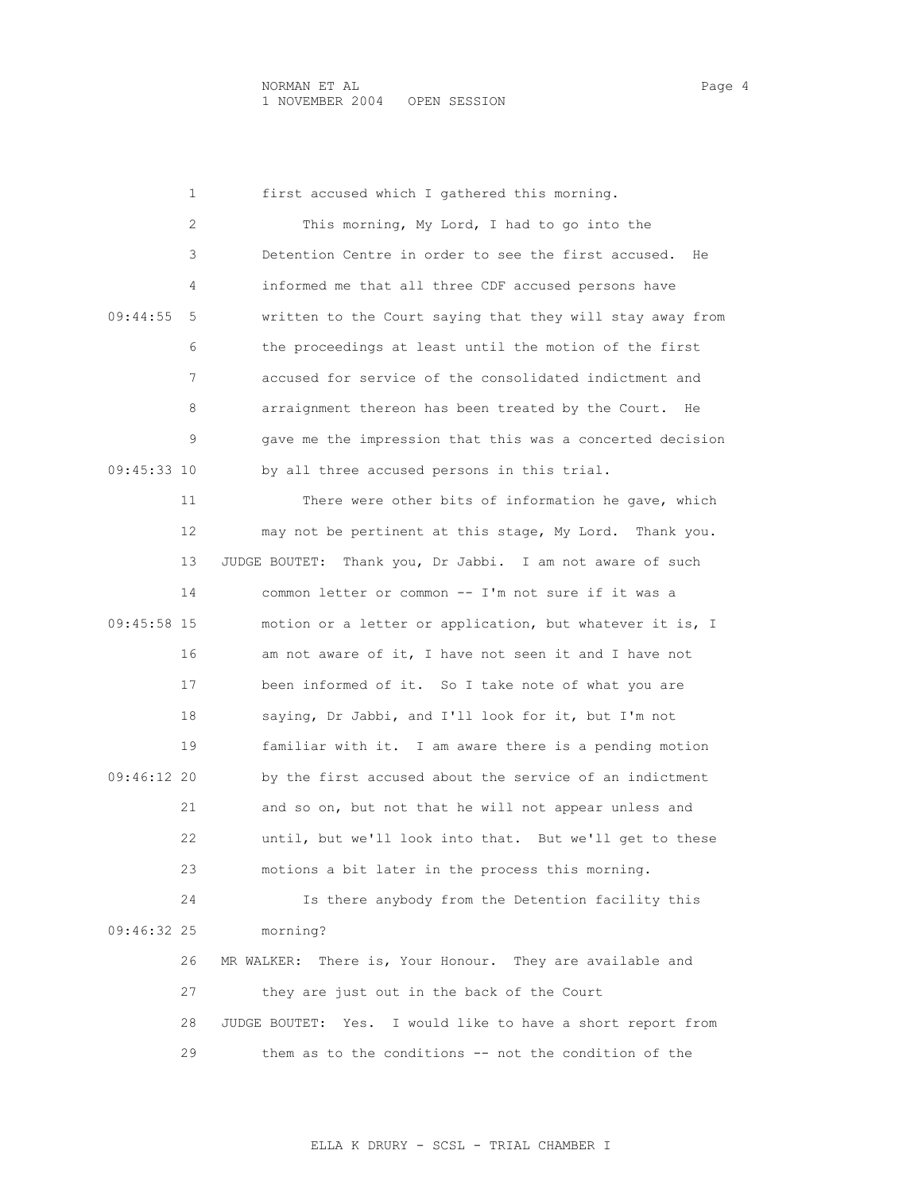first accused which I gathered this morning.

This morning, My Lord, I had to go into the Detention Centre in order to see the first accused. He informed me that all three CDF accused persons have written to the Court saying that they will stay away from the proceedings at least until the motion of the first accused for service of the consolidated indictment and arraignment thereon has been treated by the Court. He gave me the impression that this was a concerted decision by all three accused persons in this trial.

There were other bits of information he gave, which may not be pertinent at this stage, My Lord. Thank you.

JUDGE BOUTET: Thank you, Dr Jabbi. I am not aware of such common letter or common -- I'm not sure if it was a motion or a letter or application, but whatever it is, I am not aware of it, I have not seen it and I have not been informed of it. So I take note of what you are saying, Dr Jabbi, and I'll look for it, but I'm not familiar with it. I am aware there is a pending motion by the first accused about the service of an indictment and so on, but not that he will not appear unless and until, but we'll look into that. But we'll get to these motions a bit later in the process this morning.

Is there anybody from the Detention facility this morning?

MR WALKER: There is, Your Honour. They are available and they are just out in the back of the Court

JUDGE BOUTET: Yes. I would like to have a short report from them as to the conditions -- not the condition of the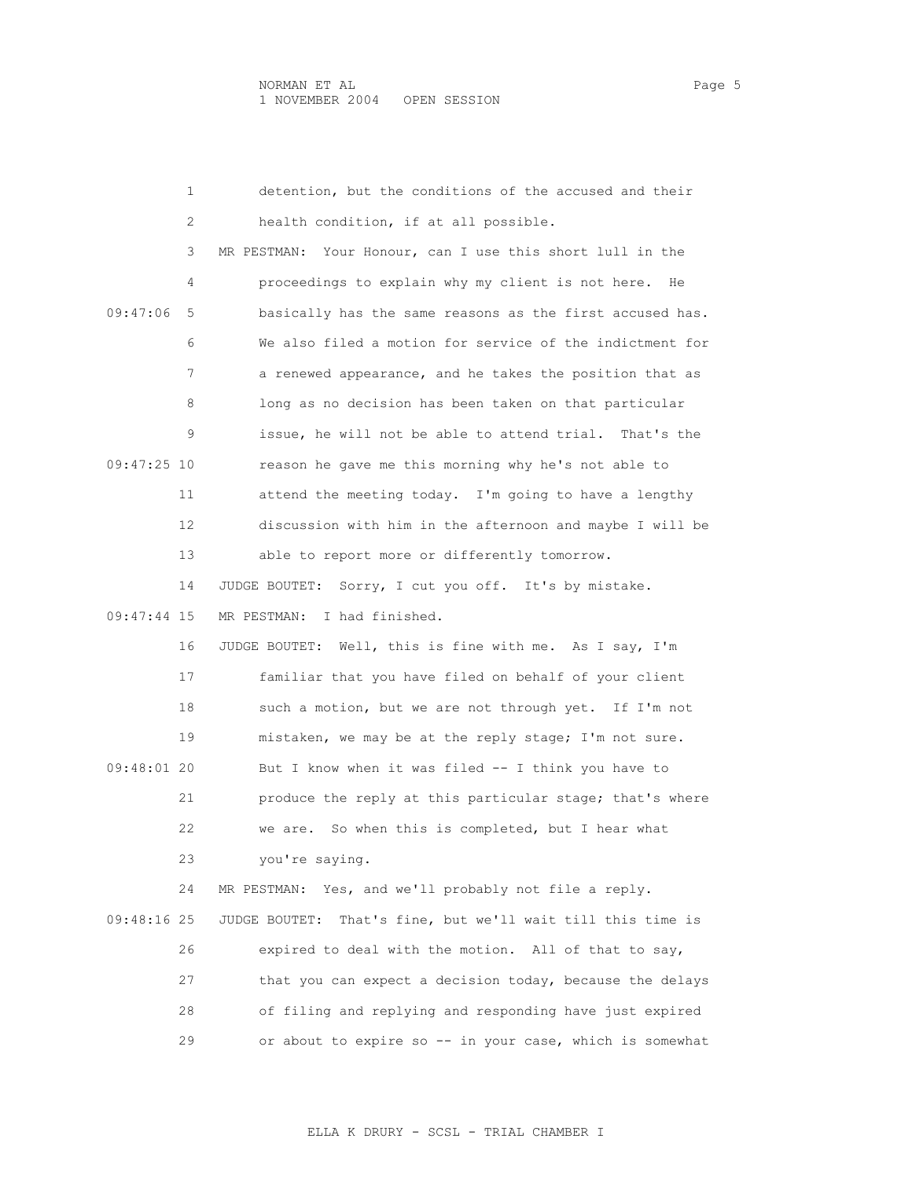detention, but the conditions of the accused and their health condition, if at all possible.

MR PESTMAN: Your Honour, can I use this short lull in the proceedings to explain why my client is not here. He basically has the same reasons as the first accused has. We also filed a motion for service of the indictment for a renewed appearance, and he takes the position that as long as no decision has been taken on that particular issue, he will not be able to attend trial. That's the reason he gave me this morning why he's not able to attend the meeting today. I'm going to have a lengthy discussion with him in the afternoon and maybe I will be able to report more or differently tomorrow.

JUDGE BOUTET: Sorry, I cut you off. It's by mistake.

MR PESTMAN: I had finished.

JUDGE BOUTET: Well, this is fine with me. As I say, I'm familiar that you have filed on behalf of your client such a motion, but we are not through yet. If I'm not mistaken, we may be at the reply stage; I'm not sure. But I know when it was filed -- I think you have to produce the reply at this particular stage; that's where we are. So when this is completed, but I hear what you're saying.

MR PESTMAN: Yes, and we'll probably not file a reply.

JUDGE BOUTET: That's fine, but we'll wait till this time is expired to deal with the motion. All of that to say, that you can expect a decision today, because the delays of filing and replying and responding have just expired or about to expire so -- in your case, which is somewhat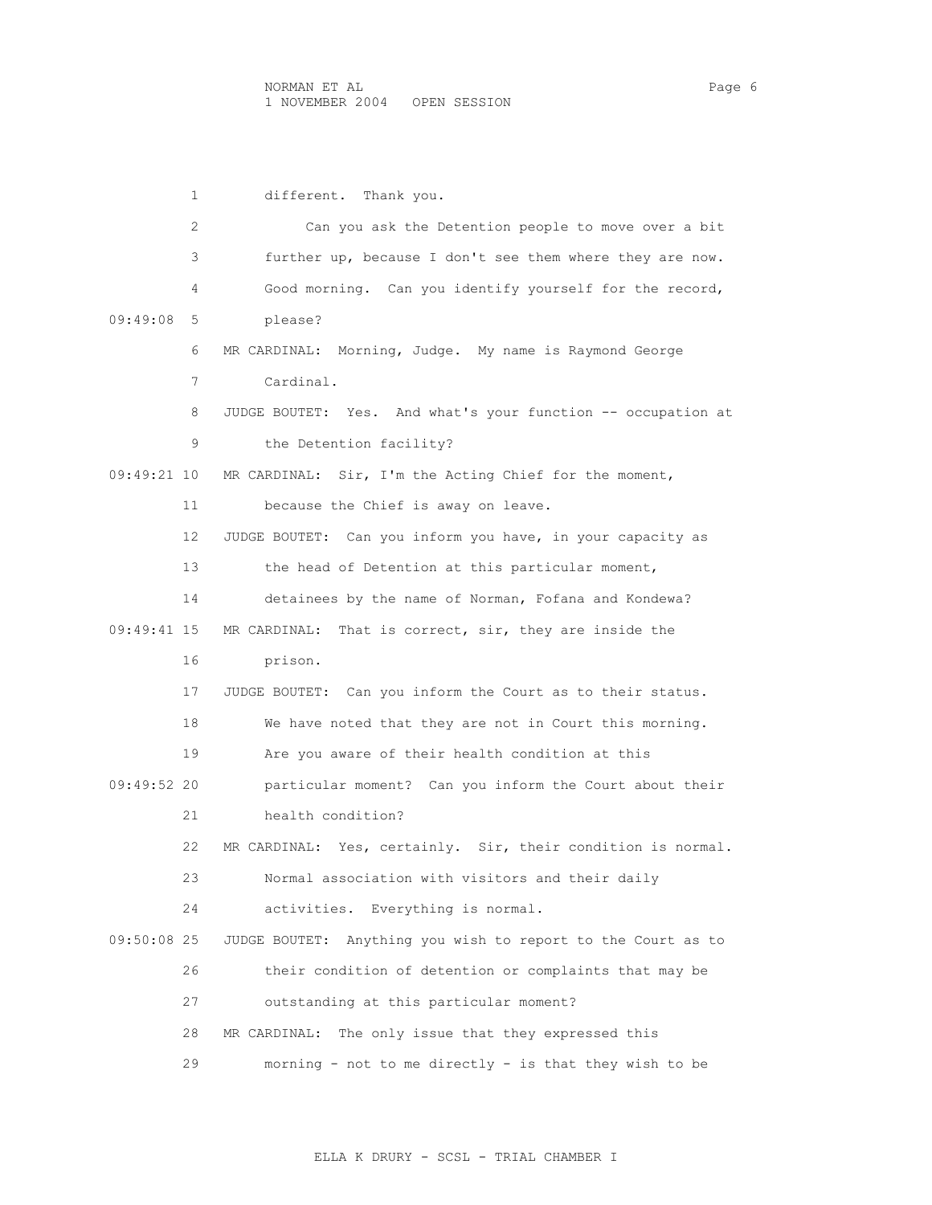1 different. Thank you.

2 Can you ask the Detention people to move over a bit

3 further up, because I don't see them where they are now.

4 Good morning. Can you identify yourself for the record,

09:49:08 5 please?

6 MR CARDINAL: Morning, Judge. My name is Raymond George

7 Cardinal.

8 JUDGE BOUTET: Yes. And what's your function -- occupation at

9 the Detention facility?

09:49:21 10 MR CARDINAL: Sir, I'm the Acting Chief for the moment,

11 because the Chief is away on leave.

12 JUDGE BOUTET: Can you inform you have, in your capacity as

13 the head of Detention at this particular moment,

14 detainees by the name of Norman, Fofana and Kondewa?

09:49:41 15 MR CARDINAL: That is correct, sir, they are inside the

16 prison.

17 JUDGE BOUTET: Can you inform the Court as to their status.

18 We have noted that they are not in Court this morning.

19 Are you aware of their health condition at this

09:49:52 20 particular moment? Can you inform the Court about their

21 health condition?

22 MR CARDINAL: Yes, certainly. Sir, their condition is normal.

23 Normal association with visitors and their daily

24 activities. Everything is normal.

09:50:08 25 JUDGE BOUTET: Anything you wish to report to the Court as to

26 their condition of detention or complaints that may be

27 outstanding at this particular moment?

28 MR CARDINAL: The only issue that they expressed this

29 morning - not to me directly - is that they wish to be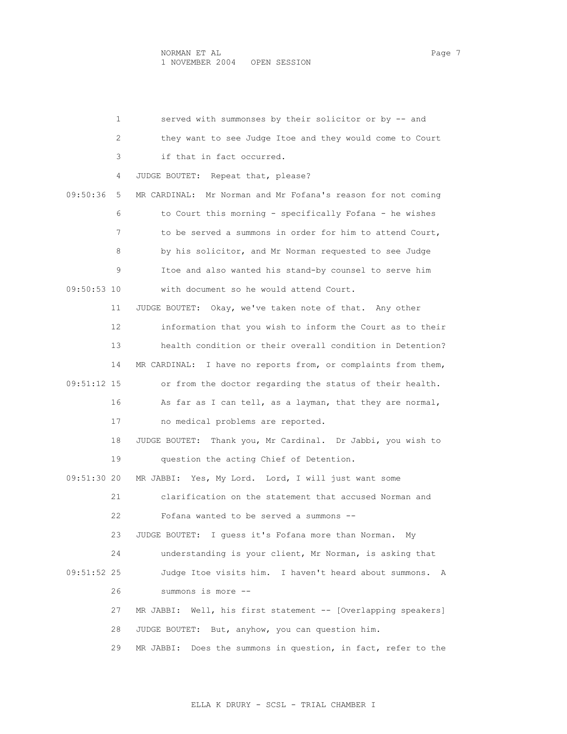served with summonses by their solicitor or by -- and they want to see Judge Itoe and they would come to Court if that in fact occurred.

JUDGE BOUTET: Repeat that, please?

MR CARDINAL: Mr Norman and Mr Fofana's reason for not coming to Court this morning - specifically Fofana - he wishes to be served a summons in order for him to attend Court, by his solicitor, and Mr Norman requested to see Judge Itoe and also wanted his stand-by counsel to serve him with document so he would attend Court.

JUDGE BOUTET: Okay, we've taken note of that. Any other information that you wish to inform the Court as to their health condition or their overall condition in Detention?

MR CARDINAL: I have no reports from, or complaints from them, or from the doctor regarding the status of their health. As far as I can tell, as a layman, that they are normal, no medical problems are reported.

JUDGE BOUTET: Thank you, Mr Cardinal. Dr Jabbi, you wish to question the acting Chief of Detention.

MR JABBI: Yes, My Lord. Lord, I will just want some clarification on the statement that accused Norman and Fofana wanted to be served a summons --

JUDGE BOUTET: I guess it's Fofana more than Norman. My understanding is your client, Mr Norman, is asking that Judge Itoe visits him. I haven't heard about summons. A summons is more --

MR JABBI: Well, his first statement -- [Overlapping speakers]

JUDGE BOUTET: But, anyhow, you can question him.

MR JABBI: Does the summons in question, in fact, refer to the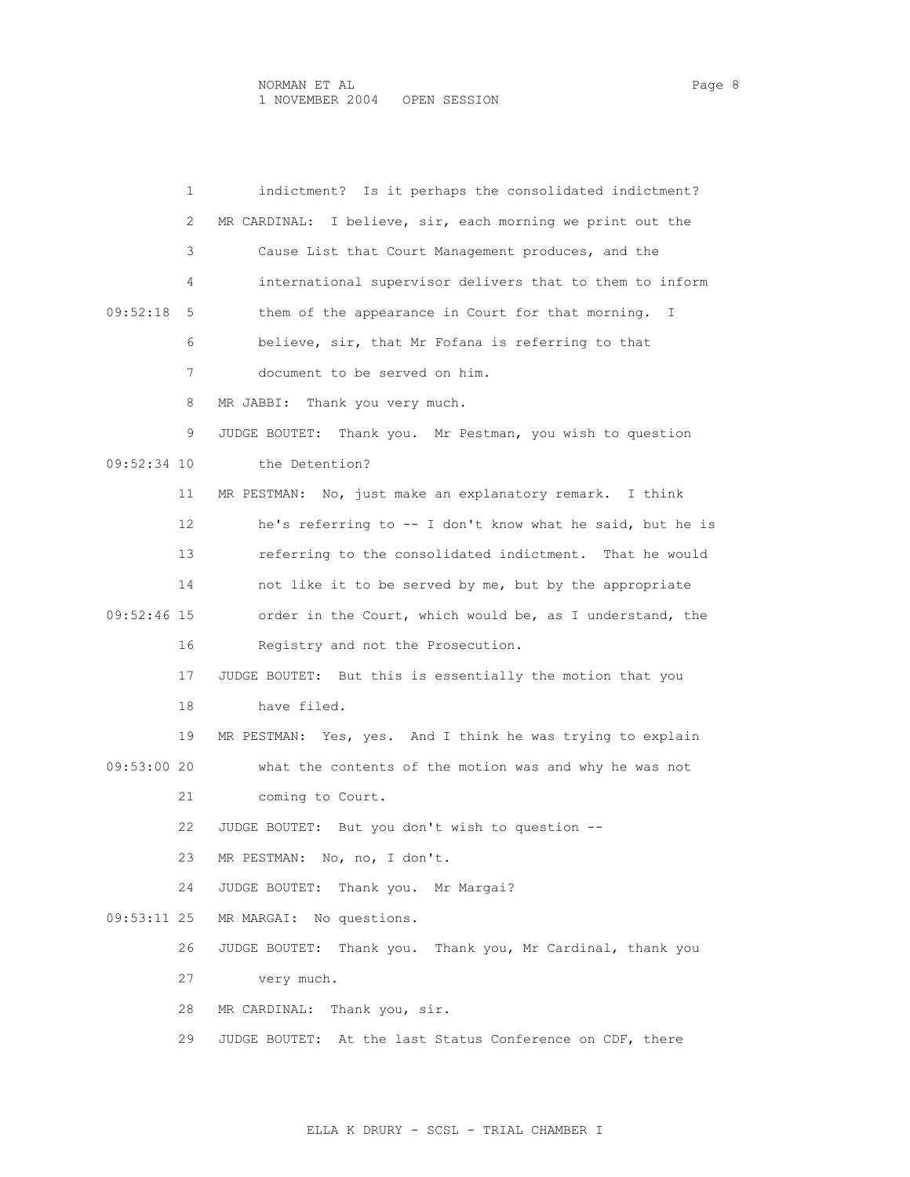indictment? Is it perhaps the consolidated indictment?

MR CARDINAL: I believe, sir, each morning we print out the Cause List that Court Management produces, and the international supervisor delivers that to them to inform them of the appearance in Court for that morning. I believe, sir, that Mr Fofana is referring to that document to be served on him.

MR JABBI: Thank you very much.

JUDGE BOUTET: Thank you. Mr Pestman, you wish to question the Detention?

MR PESTMAN: No, just make an explanatory remark. I think he's referring to -- I don't know what he said, but he is referring to the consolidated indictment. That he would not like it to be served by me, but by the appropriate order in the Court, which would be, as I understand, the Registry and not the Prosecution.

JUDGE BOUTET: But this is essentially the motion that you have filed.

MR PESTMAN: Yes, yes. And I think he was trying to explain what the contents of the motion was and why he was not coming to Court.

JUDGE BOUTET: But you don't wish to question --

MR PESTMAN: No, no, I don't.

JUDGE BOUTET: Thank you. Mr Margai?

MR MARGAI: No questions.

JUDGE BOUTET: Thank you. Thank you, Mr Cardinal, thank you very much.

MR CARDINAL: Thank you, sir.

JUDGE BOUTET: At the last Status Conference on CDF, there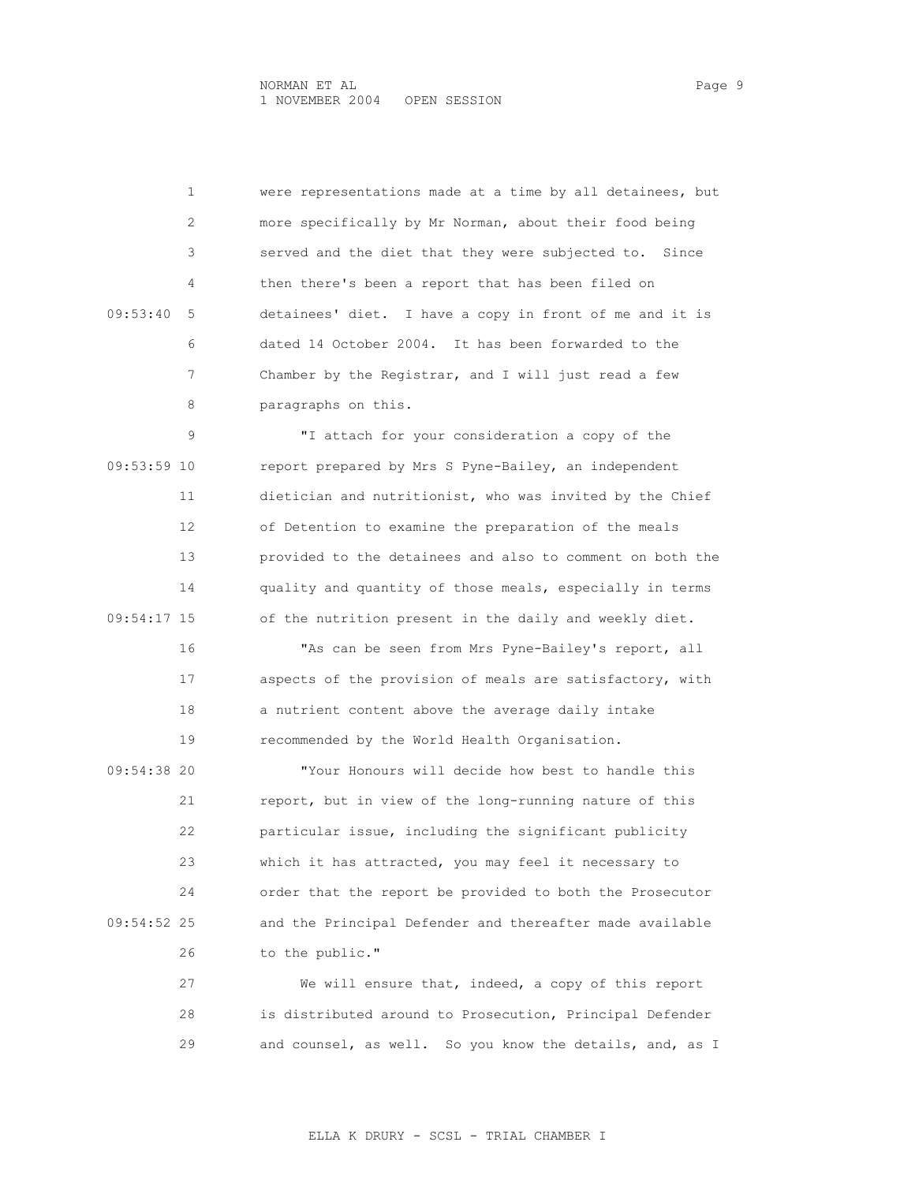were representations made at a time by all detainees, but more specifically by Mr Norman, about their food being served and the diet that they were subjected to. Since then there's been a report that has been filed on detainees' diet. I have a copy in front of me and it is dated 14 October 2004. It has been forwarded to the Chamber by the Registrar, and I will just read a few paragraphs on this.

"I attach for your consideration a copy of the report prepared by Mrs S Pyne-Bailey, an independent dietician and nutritionist, who was invited by the Chief of Detention to examine the preparation of the meals provided to the detainees and also to comment on both the quality and quantity of those meals, especially in terms of the nutrition present in the daily and weekly diet.

"As can be seen from Mrs Pyne-Bailey's report, all aspects of the provision of meals are satisfactory, with a nutrient content above the average daily intake recommended by the World Health Organisation.

"Your Honours will decide how best to handle this report, but in view of the long-running nature of this particular issue, including the significant publicity which it has attracted, you may feel it necessary to order that the report be provided to both the Prosecutor and the Principal Defender and thereafter made available to the public."

We will ensure that, indeed, a copy of this report is distributed around to Prosecution, Principal Defender and counsel, as well. So you know the details, and, as I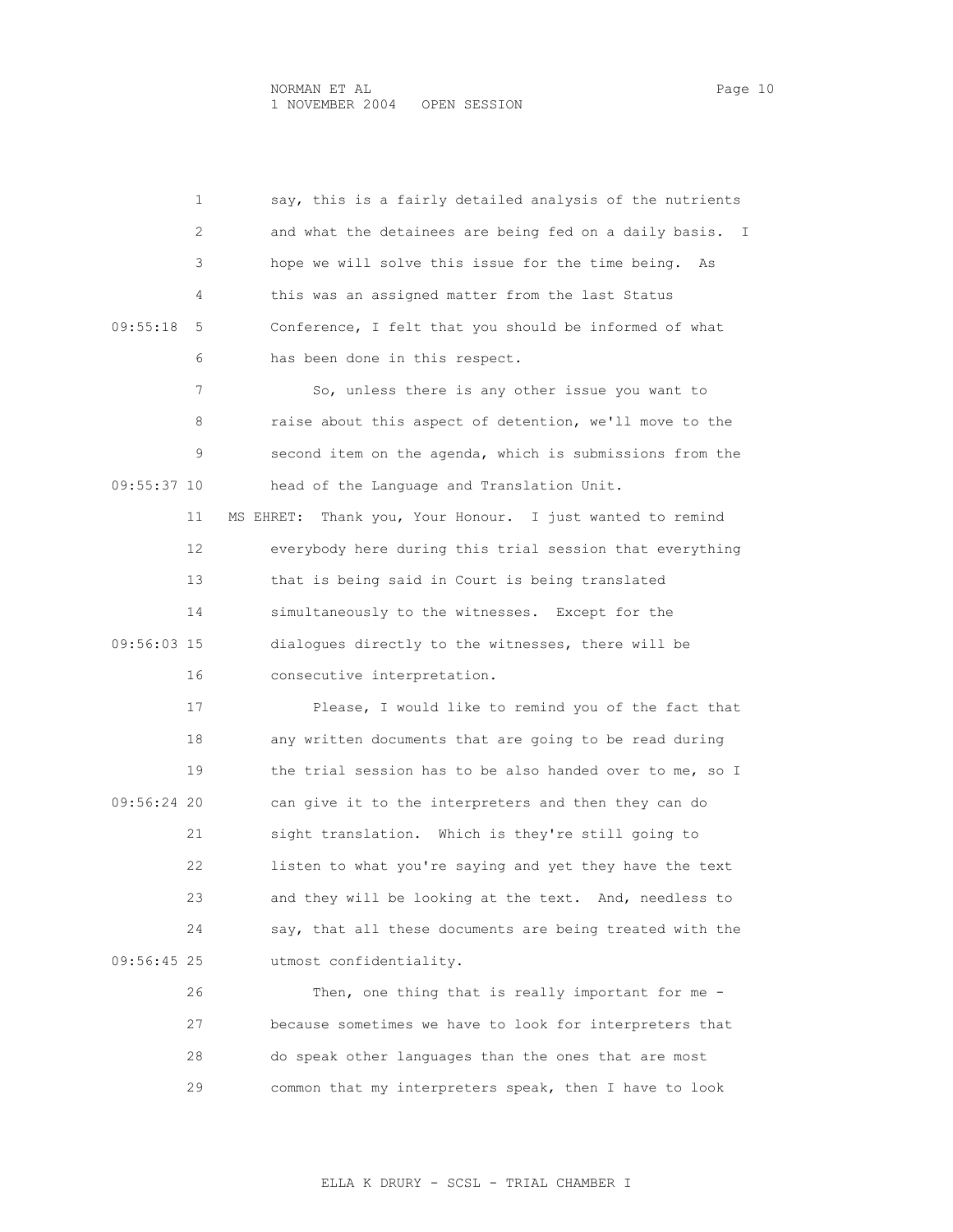say, this is a fairly detailed analysis of the nutrients and what the detainees are being fed on a daily basis. I hope we will solve this issue for the time being. As this was an assigned matter from the last Status Conference, I felt that you should be informed of what has been done in this respect.

So, unless there is any other issue you want to raise about this aspect of detention, we'll move to the second item on the agenda, which is submissions from the head of the Language and Translation Unit.

MS EHRET: Thank you, Your Honour. I just wanted to remind everybody here during this trial session that everything that is being said in Court is being translated simultaneously to the witnesses. Except for the dialogues directly to the witnesses, there will be consecutive interpretation.

Please, I would like to remind you of the fact that any written documents that are going to be read during the trial session has to be also handed over to me, so I can give it to the interpreters and then they can do sight translation. Which is they're still going to listen to what you're saying and yet they have the text and they will be looking at the text. And, needless to say, that all these documents are being treated with the utmost confidentiality.

Then, one thing that is really important for me - because sometimes we have to look for interpreters that do speak other languages than the ones that are most common that my interpreters speak, then I have to look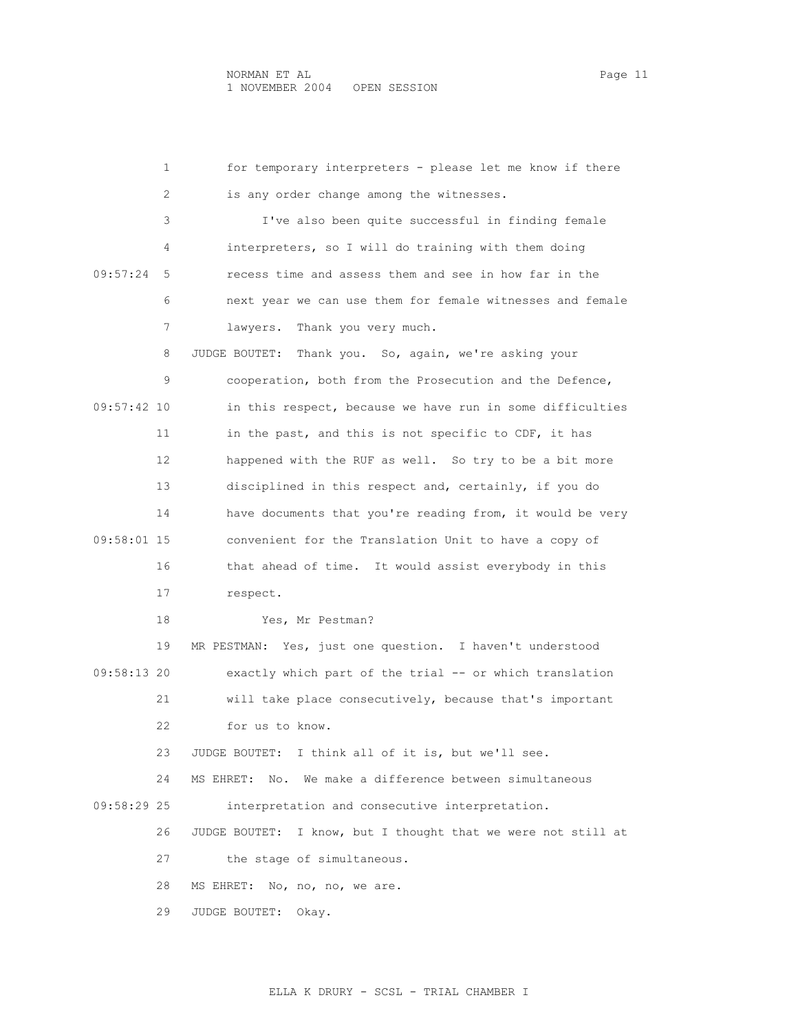for temporary interpreters - please let me know if there is any order change among the witnesses.

I've also been quite successful in finding female interpreters, so I will do training with them doing recess time and assess them and see in how far in the next year we can use them for female witnesses and female lawyers. Thank you very much.

JUDGE BOUTET: Thank you. So, again, we're asking your cooperation, both from the Prosecution and the Defence, in this respect, because we have run in some difficulties in the past, and this is not specific to CDF, it has happened with the RUF as well. So try to be a bit more disciplined in this respect and, certainly, if you do have documents that you're reading from, it would be very convenient for the Translation Unit to have a copy of that ahead of time. It would assist everybody in this respect.

Yes, Mr Pestman?

MR PESTMAN: Yes, just one question. I haven't understood exactly which part of the trial -- or which translation will take place consecutively, because that's important for us to know.

JUDGE BOUTET: I think all of it is, but we'll see.

MS EHRET: No. We make a difference between simultaneous interpretation and consecutive interpretation.

JUDGE BOUTET: I know, but I thought that we were not still at the stage of simultaneous.

MS EHRET: No, no, no, we are.

JUDGE BOUTET: Okay.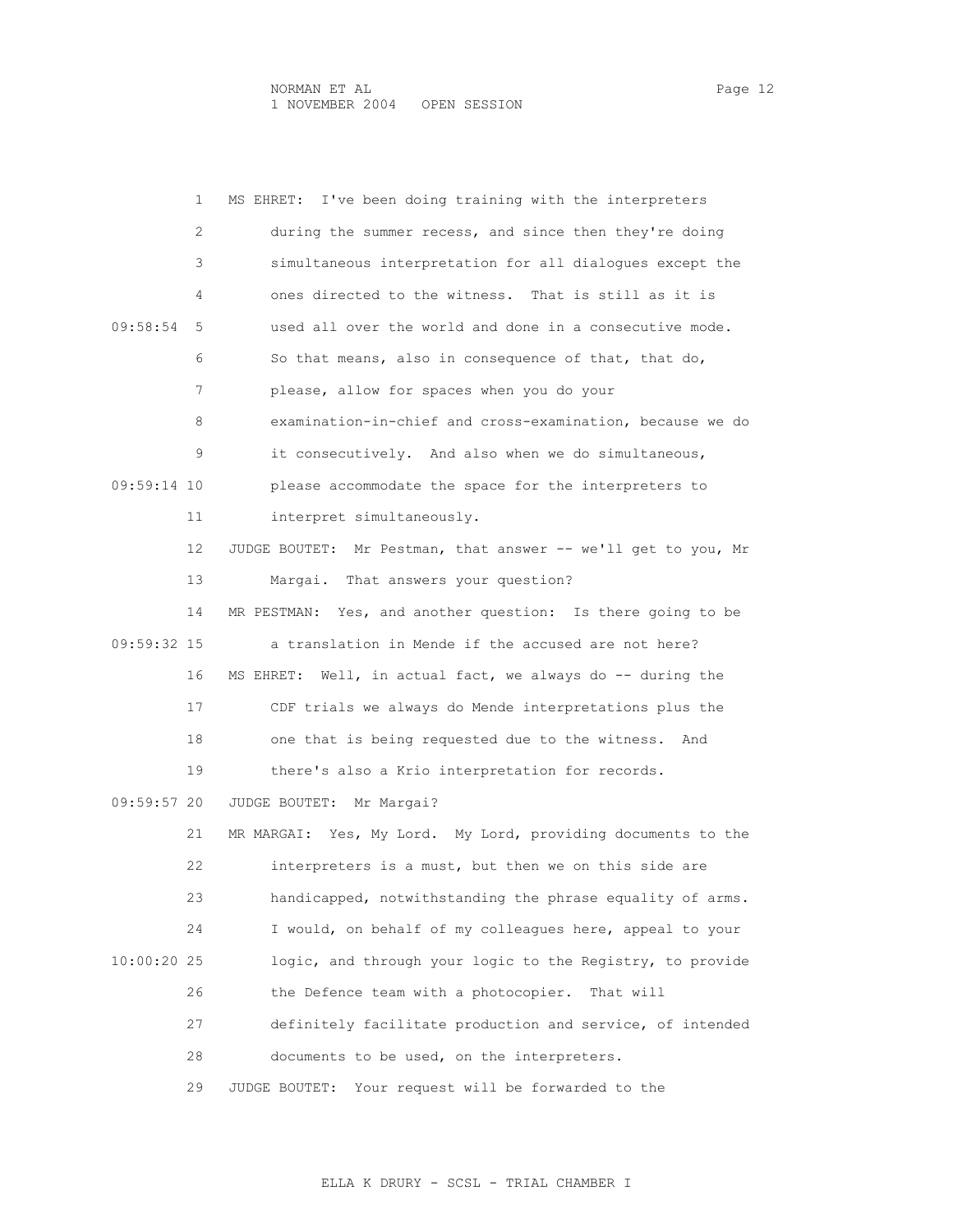MS EHRET: I've been doing training with the interpreters during the summer recess, and since then they're doing simultaneous interpretation for all dialogues except the ones directed to the witness. That is still as it is used all over the world and done in a consecutive mode. So that means, also in consequence of that, that do, please, allow for spaces when you do your examination-in-chief and cross-examination, because we do it consecutively. And also when we do simultaneous, please accommodate the space for the interpreters to interpret simultaneously.

JUDGE BOUTET: Mr Pestman, that answer -- we'll get to you, Mr Margai. That answers your question?

MR PESTMAN: Yes, and another question: Is there going to be a translation in Mende if the accused are not here?

MS EHRET: Well, in actual fact, we always do -- during the CDF trials we always do Mende interpretations plus the one that is being requested due to the witness. And there's also a Krio interpretation for records.

JUDGE BOUTET: Mr Margai?

MR MARGAI: Yes, My Lord. My Lord, providing documents to the interpreters is a must, but then we on this side are handicapped, notwithstanding the phrase equality of arms. I would, on behalf of my colleagues here, appeal to your logic, and through your logic to the Registry, to provide the Defence team with a photocopier. That will definitely facilitate production and service, of intended documents to be used, on the interpreters.

JUDGE BOUTET: Your request will be forwarded to the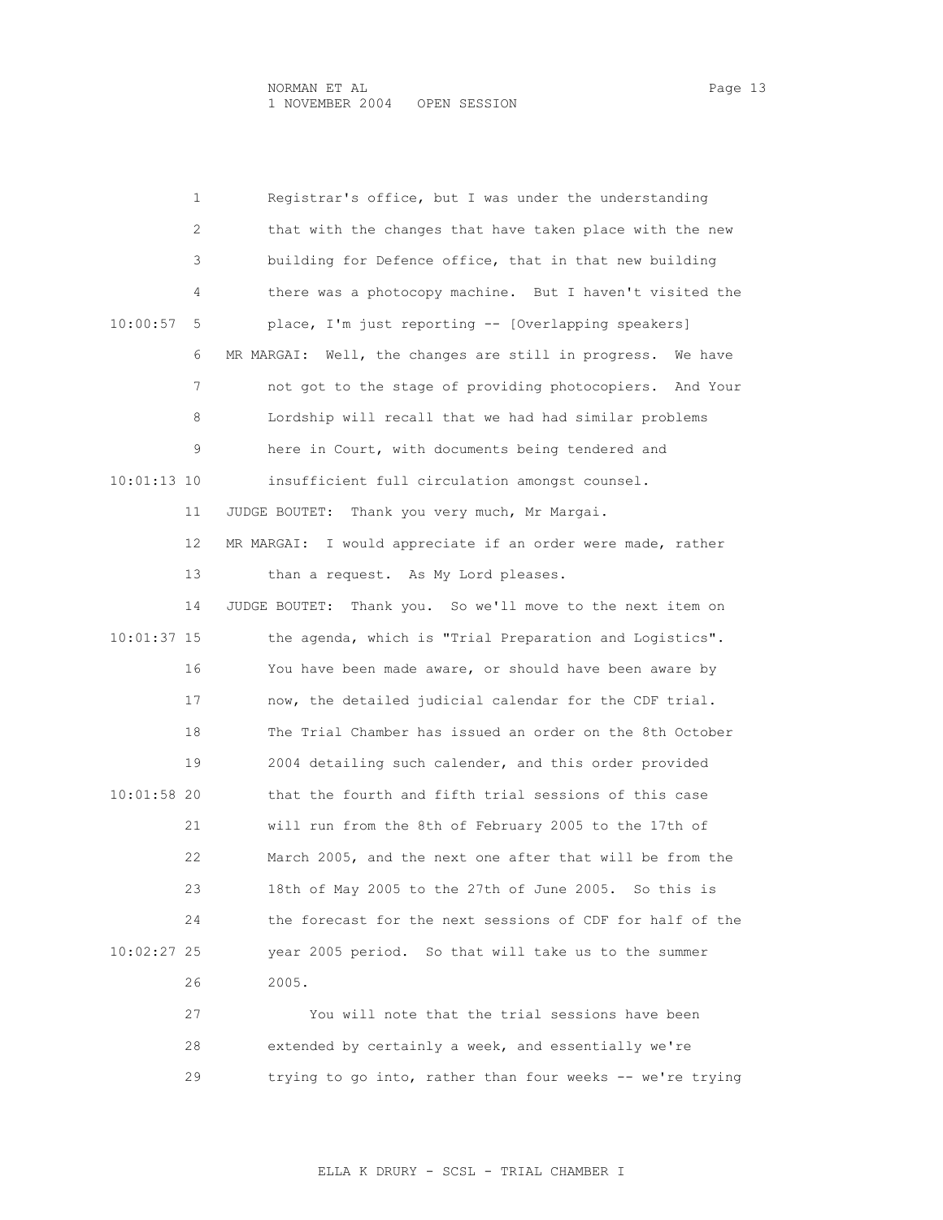Registrar's office, but I was under the understanding that with the changes that have taken place with the new building for Defence office, that in that new building there was a photocopy machine. But I haven't visited the place, I'm just reporting -- [Overlapping speakers]

MR MARGAI: Well, the changes are still in progress. We have not got to the stage of providing photocopiers. And Your Lordship will recall that we had had similar problems here in Court, with documents being tendered and insufficient full circulation amongst counsel.

JUDGE BOUTET: Thank you very much, Mr Margai.

MR MARGAI: I would appreciate if an order were made, rather than a request. As My Lord pleases.

JUDGE BOUTET: Thank you. So we'll move to the next item on the agenda, which is "Trial Preparation and Logistics". You have been made aware, or should have been aware by now, the detailed judicial calendar for the CDF trial. The Trial Chamber has issued an order on the 8th October 2004 detailing such calender, and this order provided that the fourth and fifth trial sessions of this case will run from the 8th of February 2005 to the 17th of March 2005, and the next one after that will be from the 18th of May 2005 to the 27th of June 2005. So this is the forecast for the next sessions of CDF for half of the year 2005 period. So that will take us to the summer 2005.

You will note that the trial sessions have been extended by certainly a week, and essentially we're trying to go into, rather than four weeks -- we're trying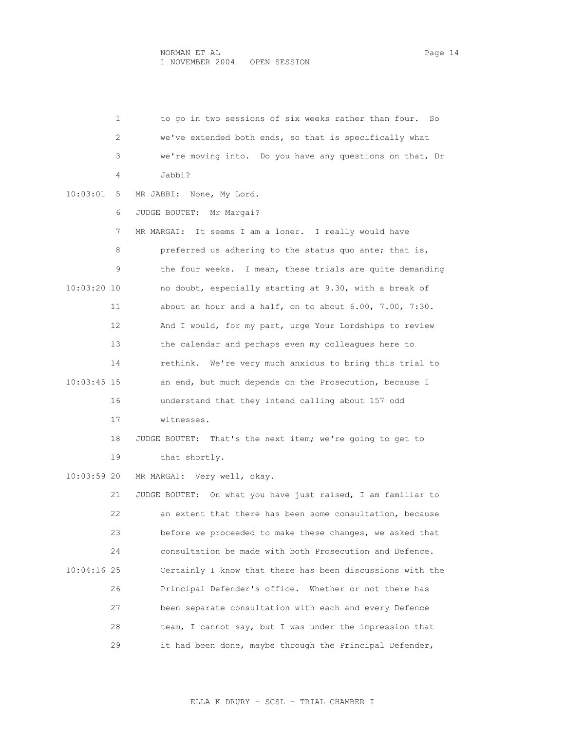to go in two sessions of six weeks rather than four. So we've extended both ends, so that is specifically what we're moving into. Do you have any questions on that, Dr Jabbi?

MR JABBI: None, My Lord.

JUDGE BOUTET: Mr Margai?

MR MARGAI: It seems I am a loner. I really would have preferred us adhering to the status quo ante; that is, the four weeks. I mean, these trials are quite demanding no doubt, especially starting at 9.30, with a break of about an hour and a half, on to about 6.00, 7.00, 7:30. And I would, for my part, urge Your Lordships to review the calendar and perhaps even my colleagues here to rethink. We're very much anxious to bring this trial to an end, but much depends on the Prosecution, because I understand that they intend calling about 157 odd witnesses.

JUDGE BOUTET: That's the next item; we're going to get to that shortly.

MR MARGAI: Very well, okay.

JUDGE BOUTET: On what you have just raised, I am familiar to an extent that there has been some consultation, because before we proceeded to make these changes, we asked that consultation be made with both Prosecution and Defence. Certainly I know that there has been discussions with the Principal Defender's office. Whether or not there has been separate consultation with each and every Defence team, I cannot say, but I was under the impression that it had been done, maybe through the Principal Defender,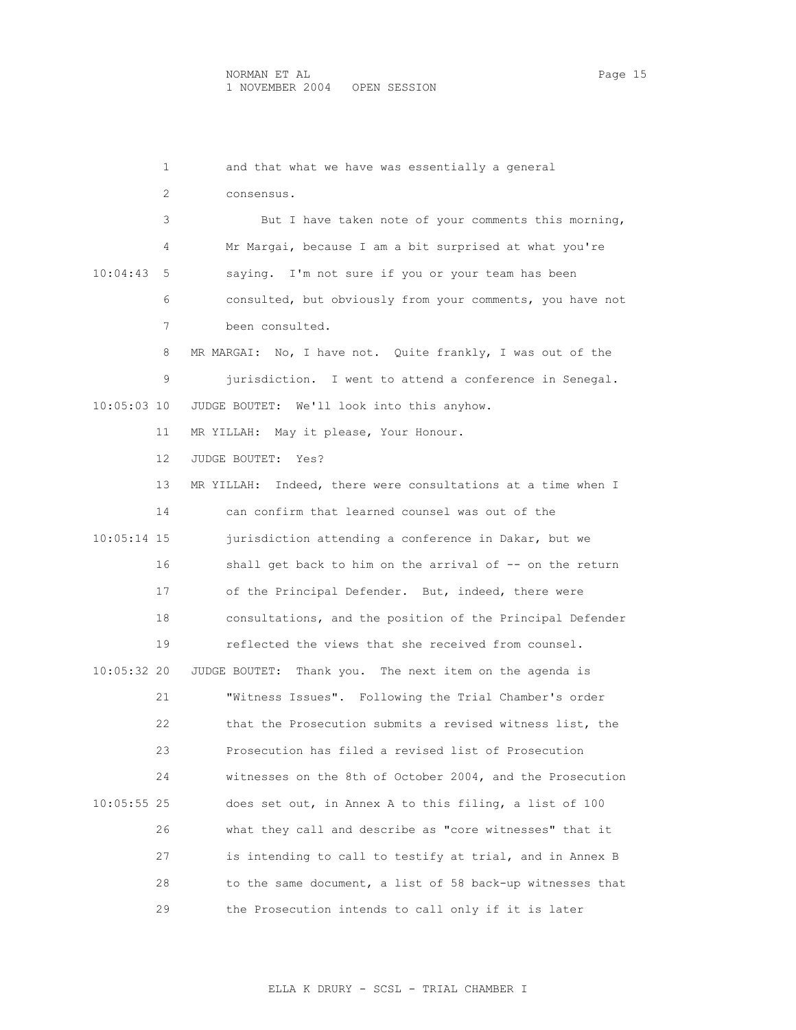and that what we have was essentially a general consensus.

But I have taken note of your comments this morning, Mr Margai, because I am a bit surprised at what you're saying. I'm not sure if you or your team has been consulted, but obviously from your comments, you have not been consulted.

MR MARGAI: No, I have not. Quite frankly, I was out of the jurisdiction. I went to attend a conference in Senegal.

JUDGE BOUTET: We'll look into this anyhow.

MR YILLAH: May it please, Your Honour.

JUDGE BOUTET: Yes?

MR YILLAH: Indeed, there were consultations at a time when I can confirm that learned counsel was out of the jurisdiction attending a conference in Dakar, but we shall get back to him on the arrival of -- on the return of the Principal Defender. But, indeed, there were consultations, and the position of the Principal Defender reflected the views that she received from counsel.

JUDGE BOUTET: Thank you. The next item on the agenda is "Witness Issues". Following the Trial Chamber's order that the Prosecution submits a revised witness list, the Prosecution has filed a revised list of Prosecution witnesses on the 8th of October 2004, and the Prosecution does set out, in Annex A to this filing, a list of 100 what they call and describe as "core witnesses" that it is intending to call to testify at trial, and in Annex B to the same document, a list of 58 back-up witnesses that the Prosecution intends to call only if it is later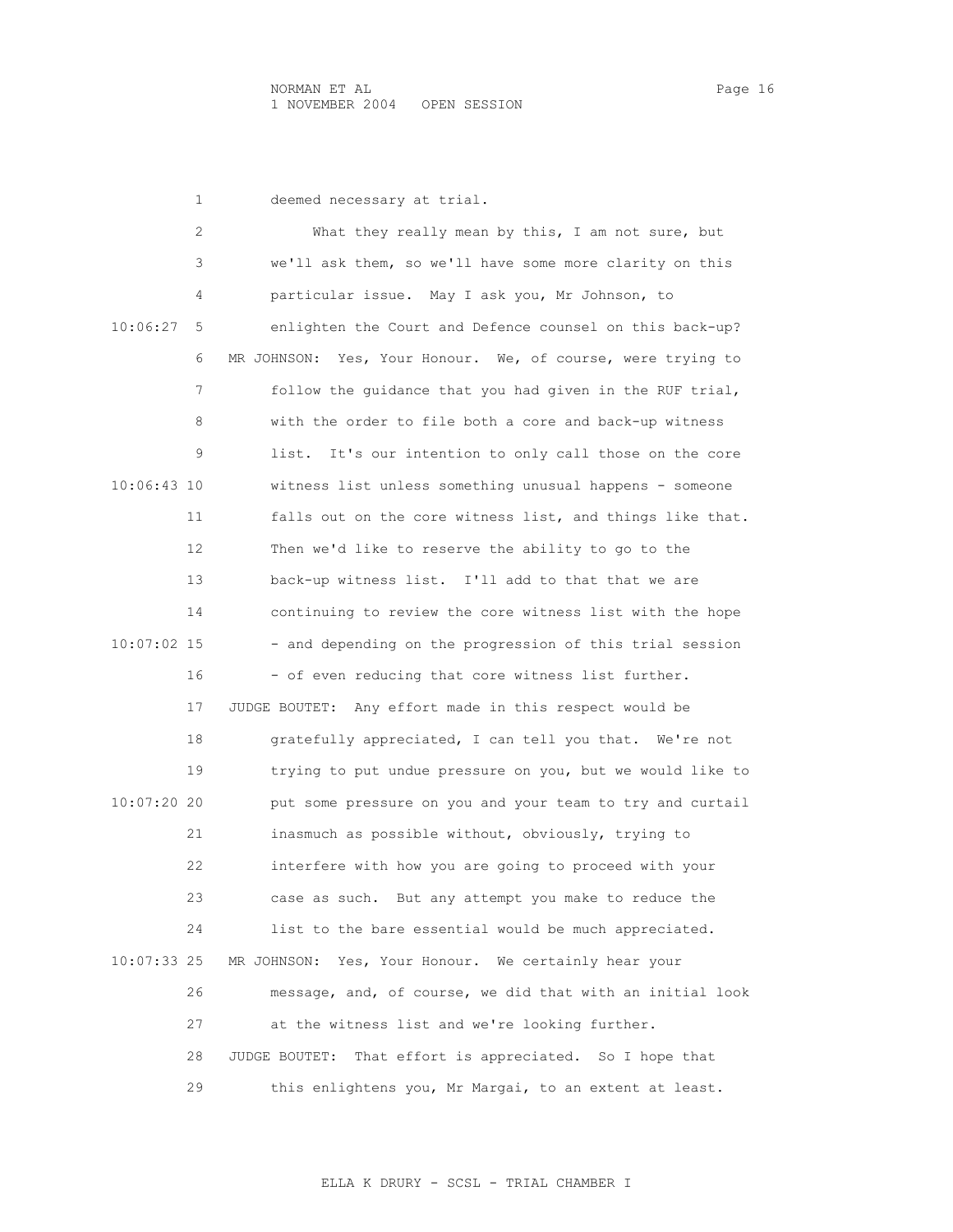deemed necessary at trial.

What they really mean by this, I am not sure, but we'll ask them, so we'll have some more clarity on this particular issue. May I ask you, Mr Johnson, to enlighten the Court and Defence counsel on this back-up?

MR JOHNSON: Yes, Your Honour. We, of course, were trying to follow the guidance that you had given in the RUF trial, with the order to file both a core and back-up witness list. It's our intention to only call those on the core witness list unless something unusual happens - someone falls out on the core witness list, and things like that. Then we'd like to reserve the ability to go to the back-up witness list. I'll add to that that we are continuing to review the core witness list with the hope - and depending on the progression of this trial session - of even reducing that core witness list further.

JUDGE BOUTET: Any effort made in this respect would be gratefully appreciated, I can tell you that. We're not trying to put undue pressure on you, but we would like to put some pressure on you and your team to try and curtail inasmuch as possible without, obviously, trying to interfere with how you are going to proceed with your case as such. But any attempt you make to reduce the list to the bare essential would be much appreciated.

MR JOHNSON: Yes, Your Honour. We certainly hear your message, and, of course, we did that with an initial look at the witness list and we're looking further.

JUDGE BOUTET: That effort is appreciated. So I hope that this enlightens you, Mr Margai, to an extent at least.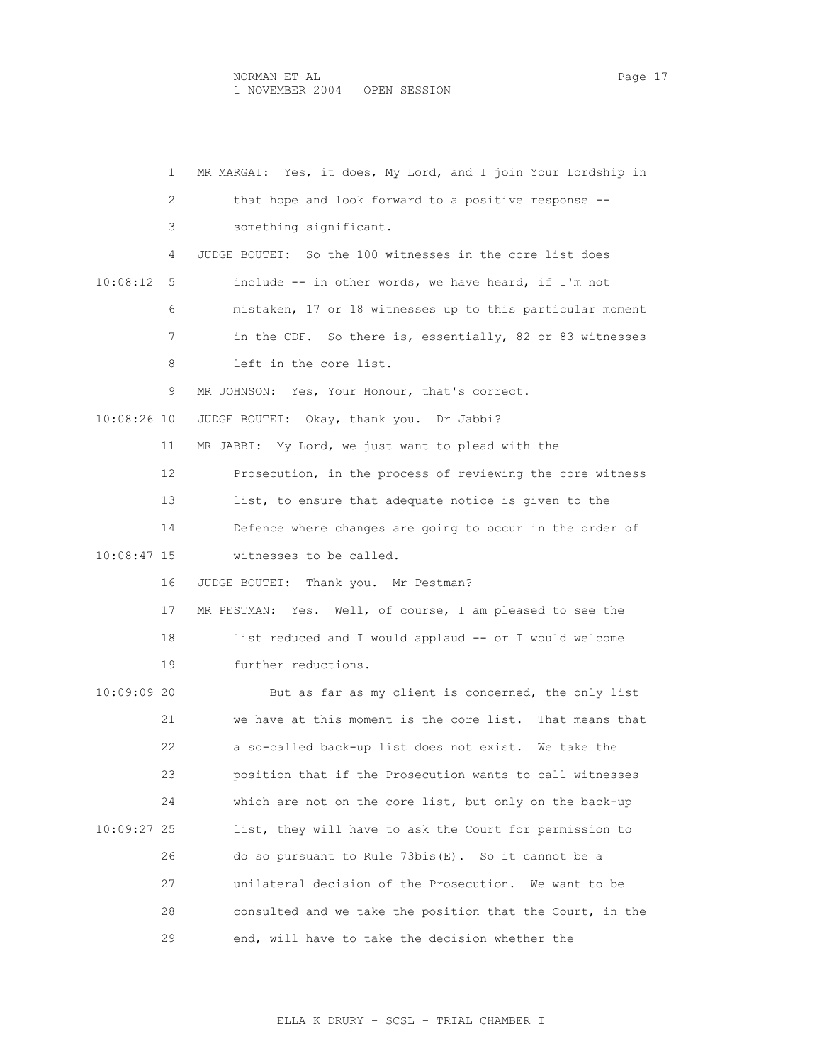MR MARGAI: Yes, it does, My Lord, and I join Your Lordship in that hope and look forward to a positive response -- something significant.

JUDGE BOUTET: So the 100 witnesses in the core list does include -- in other words, we have heard, if I'm not mistaken, 17 or 18 witnesses up to this particular moment in the CDF. So there is, essentially, 82 or 83 witnesses left in the core list.

MR JOHNSON: Yes, Your Honour, that's correct.

JUDGE BOUTET: Okay, thank you. Dr Jabbi?

MR JABBI: My Lord, we just want to plead with the Prosecution, in the process of reviewing the core witness list, to ensure that adequate notice is given to the Defence where changes are going to occur in the order of witnesses to be called.

JUDGE BOUTET: Thank you. Mr Pestman?

MR PESTMAN: Yes. Well, of course, I am pleased to see the list reduced and I would applaud -- or I would welcome further reductions.

But as far as my client is concerned, the only list we have at this moment is the core list. That means that a so-called back-up list does not exist. We take the position that if the Prosecution wants to call witnesses which are not on the core list, but only on the back-up list, they will have to ask the Court for permission to do so pursuant to Rule 73bis(E). So it cannot be a unilateral decision of the Prosecution. We want to be consulted and we take the position that the Court, in the end, will have to take the decision whether the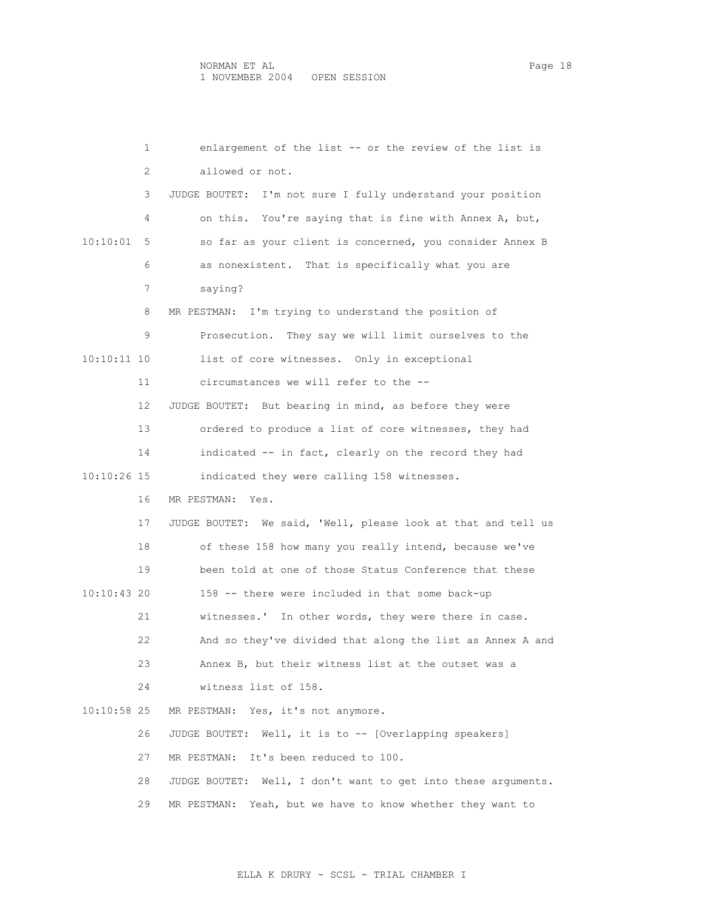1 enlargement of the list -- or the review of the list is
2 allowed or not.
3 JUDGE BOUTET: I'm not sure I fully understand your position
4 on this. You're saying that is fine with Annex A, but,
10:10:01 5 so far as your client is concerned, you consider Annex B
6 as nonexistent. That is specifically what you are
7 saying?
8 MR PESTMAN: I'm trying to understand the position of
9 Prosecution. They say we will limit ourselves to the
10:10:11 10 list of core witnesses. Only in exceptional
11 circumstances we will refer to the --
12 JUDGE BOUTET: But bearing in mind, as before they were
13 ordered to produce a list of core witnesses, they had
14 indicated -- in fact, clearly on the record they had
10:10:26 15 indicated they were calling 158 witnesses.
16 MR PESTMAN: Yes.
17 JUDGE BOUTET: We said, 'Well, please look at that and tell us
18 of these 158 how many you really intend, because we've
19 been told at one of those Status Conference that these
10:10:43 20 158 -- there were included in that some back-up
21 witnesses.' In other words, they were there in case.
22 And so they've divided that along the list as Annex A and
23 Annex B, but their witness list at the outset was a
24 witness list of 158.
10:10:58 25 MR PESTMAN: Yes, it's not anymore.
26 JUDGE BOUTET: Well, it is to -- [Overlapping speakers]
27 MR PESTMAN: It's been reduced to 100.
28 JUDGE BOUTET: Well, I don't want to get into these arguments.
29 MR PESTMAN: Yeah, but we have to know whether they want to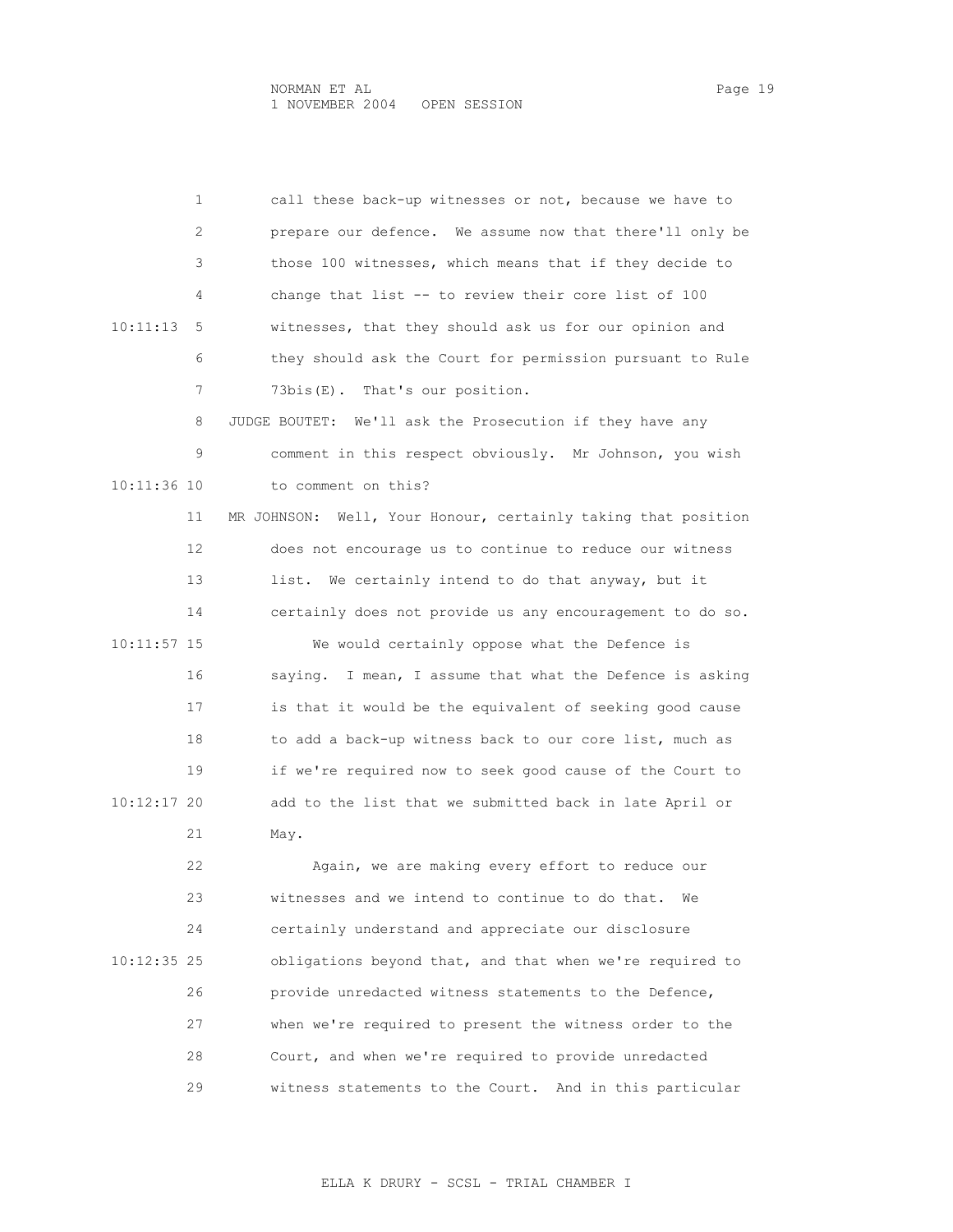call these back-up witnesses or not, because we have to prepare our defence. We assume now that there'll only be those 100 witnesses, which means that if they decide to change that list -- to review their core list of 100 witnesses, that they should ask us for our opinion and they should ask the Court for permission pursuant to Rule 73bis(E). That's our position.

JUDGE BOUTET: We'll ask the Prosecution if they have any comment in this respect obviously. Mr Johnson, you wish to comment on this?

MR JOHNSON: Well, Your Honour, certainly taking that position does not encourage us to continue to reduce our witness list. We certainly intend to do that anyway, but it certainly does not provide us any encouragement to do so.

We would certainly oppose what the Defence is saying. I mean, I assume that what the Defence is asking is that it would be the equivalent of seeking good cause to add a back-up witness back to our core list, much as if we're required now to seek good cause of the Court to add to the list that we submitted back in late April or May.

Again, we are making every effort to reduce our witnesses and we intend to continue to do that. We certainly understand and appreciate our disclosure obligations beyond that, and that when we're required to provide unredacted witness statements to the Defence, when we're required to present the witness order to the Court, and when we're required to provide unredacted witness statements to the Court. And in this particular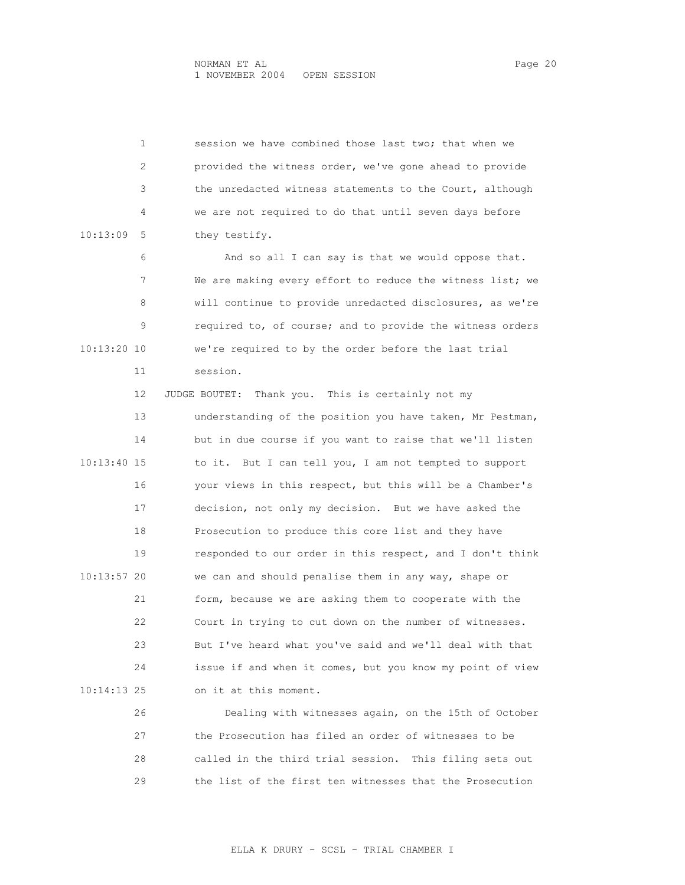session we have combined those last two; that when we provided the witness order, we've gone ahead to provide the unredacted witness statements to the Court, although we are not required to do that until seven days before they testify.

And so all I can say is that we would oppose that. We are making every effort to reduce the witness list; we will continue to provide unredacted disclosures, as we're required to, of course; and to provide the witness orders we're required to by the order before the last trial session.

JUDGE BOUTET: Thank you. This is certainly not my understanding of the position you have taken, Mr Pestman, but in due course if you want to raise that we'll listen to it. But I can tell you, I am not tempted to support your views in this respect, but this will be a Chamber's decision, not only my decision. But we have asked the Prosecution to produce this core list and they have responded to our order in this respect, and I don't think we can and should penalise them in any way, shape or form, because we are asking them to cooperate with the Court in trying to cut down on the number of witnesses. But I've heard what you've said and we'll deal with that issue if and when it comes, but you know my point of view on it at this moment.

Dealing with witnesses again, on the 15th of October the Prosecution has filed an order of witnesses to be called in the third trial session. This filing sets out the list of the first ten witnesses that the Prosecution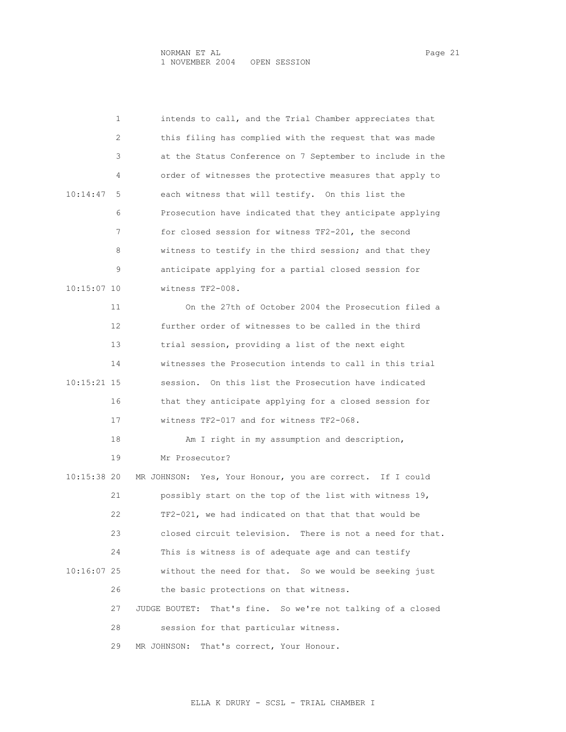intends to call, and the Trial Chamber appreciates that this filing has complied with the request that was made at the Status Conference on 7 September to include in the order of witnesses the protective measures that apply to each witness that will testify. On this list the Prosecution have indicated that they anticipate applying for closed session for witness TF2-201, the second witness to testify in the third session; and that they anticipate applying for a partial closed session for witness TF2-008.

On the 27th of October 2004 the Prosecution filed a further order of witnesses to be called in the third trial session, providing a list of the next eight witnesses the Prosecution intends to call in this trial session. On this list the Prosecution have indicated that they anticipate applying for a closed session for witness TF2-017 and for witness TF2-068.

Am I right in my assumption and description, Mr Prosecutor?

MR JOHNSON: Yes, Your Honour, you are correct. If I could possibly start on the top of the list with witness 19, TF2-021, we had indicated on that that that would be closed circuit television. There is not a need for that. This is witness is of adequate age and can testify without the need for that. So we would be seeking just the basic protections on that witness.

JUDGE BOUTET: That's fine. So we're not talking of a closed session for that particular witness.

MR JOHNSON: That's correct, Your Honour.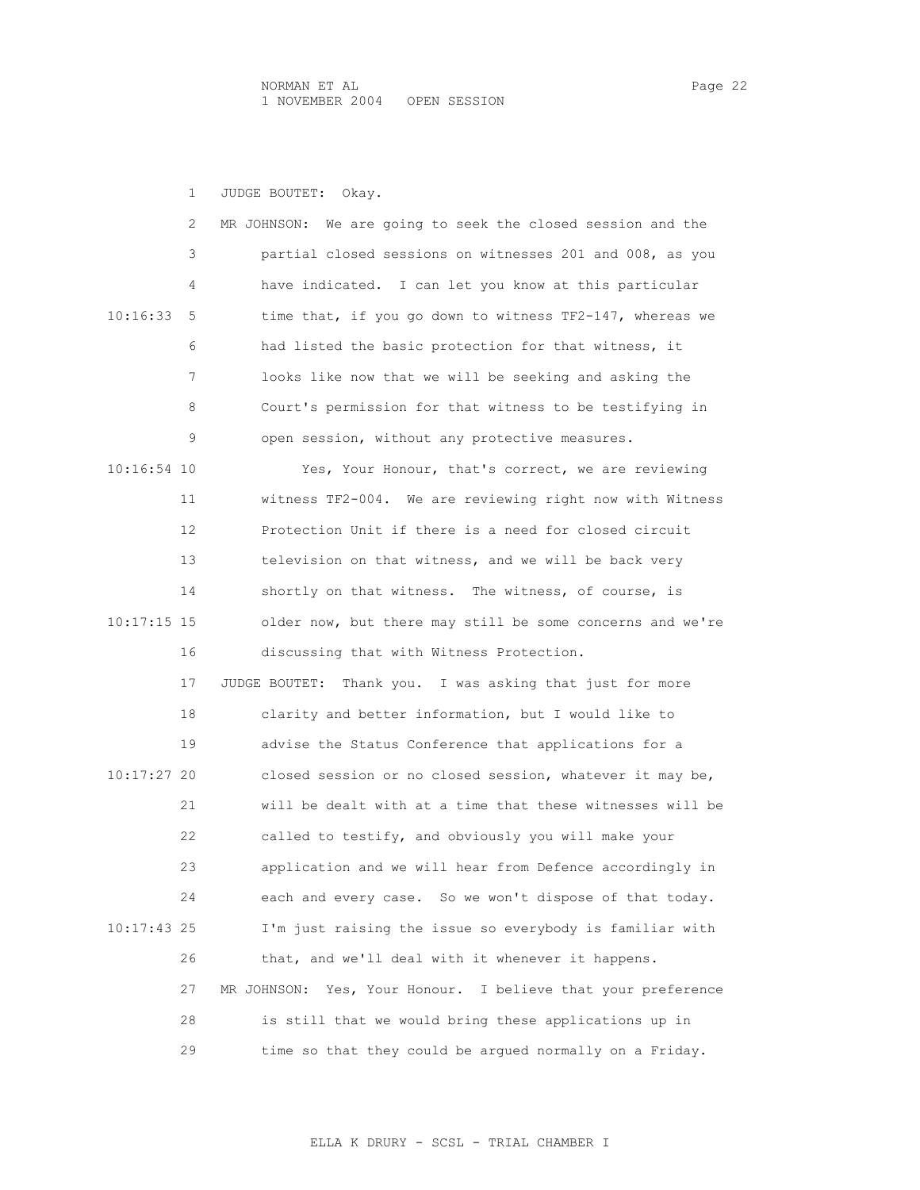JUDGE BOUTET: Okay.

MR JOHNSON: We are going to seek the closed session and the partial closed sessions on witnesses 201 and 008, as you have indicated. I can let you know at this particular time that, if you go down to witness TF2-147, whereas we had listed the basic protection for that witness, it looks like now that we will be seeking and asking the Court's permission for that witness to be testifying in open session, without any protective measures.

Yes, Your Honour, that's correct, we are reviewing witness TF2-004. We are reviewing right now with Witness Protection Unit if there is a need for closed circuit television on that witness, and we will be back very shortly on that witness. The witness, of course, is older now, but there may still be some concerns and we're discussing that with Witness Protection.

JUDGE BOUTET: Thank you. I was asking that just for more clarity and better information, but I would like to advise the Status Conference that applications for a closed session or no closed session, whatever it may be, will be dealt with at a time that these witnesses will be called to testify, and obviously you will make your application and we will hear from Defence accordingly in each and every case. So we won't dispose of that today. I'm just raising the issue so everybody is familiar with that, and we'll deal with it whenever it happens.

MR JOHNSON: Yes, Your Honour. I believe that your preference is still that we would bring these applications up in time so that they could be argued normally on a Friday.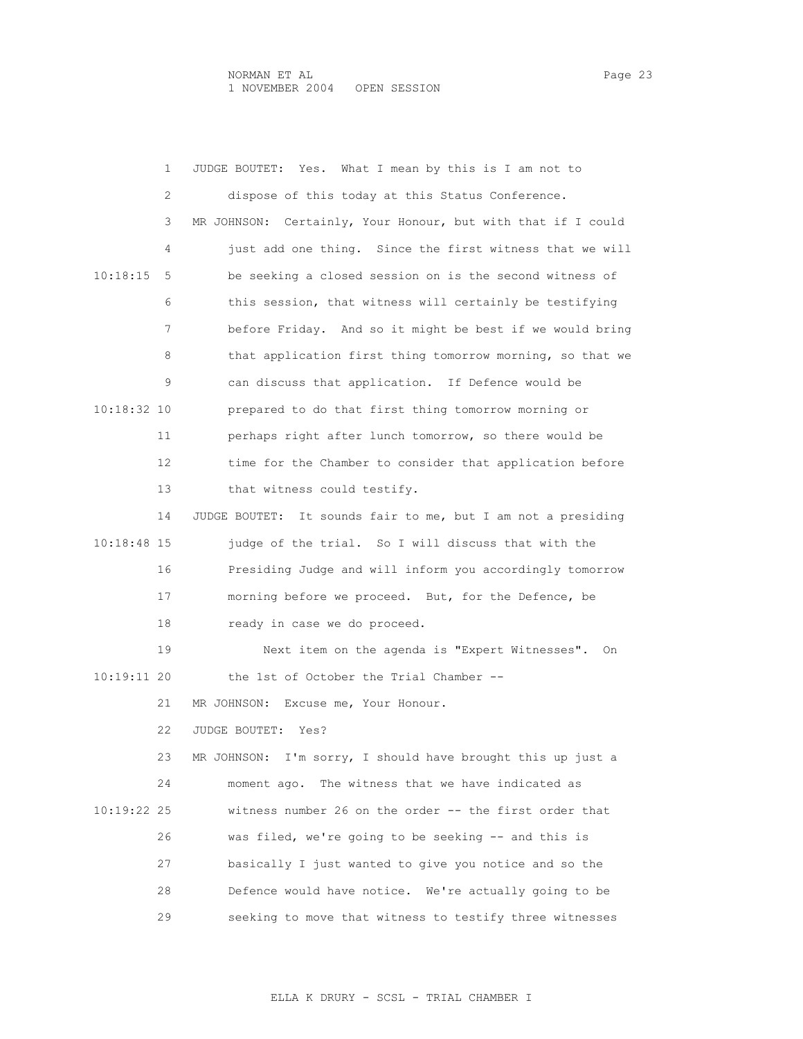1 JUDGE BOUTET: Yes. What I mean by this is I am not to
2 dispose of this today at this Status Conference.
3 MR JOHNSON: Certainly, Your Honour, but with that if I could
4 just add one thing. Since the first witness that we will
10:18:15 5 be seeking a closed session on is the second witness of
6 this session, that witness will certainly be testifying
7 before Friday. And so it might be best if we would bring
8 that application first thing tomorrow morning, so that we
9 can discuss that application. If Defence would be
10:18:32 10 prepared to do that first thing tomorrow morning or
11 perhaps right after lunch tomorrow, so there would be
12 time for the Chamber to consider that application before
13 that witness could testify.
14 JUDGE BOUTET: It sounds fair to me, but I am not a presiding
10:18:48 15 judge of the trial. So I will discuss that with the
16 Presiding Judge and will inform you accordingly tomorrow
17 morning before we proceed. But, for the Defence, be
18 ready in case we do proceed.
19 Next item on the agenda is "Expert Witnesses". On
10:19:11 20 the 1st of October the Trial Chamber --
21 MR JOHNSON: Excuse me, Your Honour.
22 JUDGE BOUTET: Yes?
23 MR JOHNSON: I'm sorry, I should have brought this up just a
24 moment ago. The witness that we have indicated as
10:19:22 25 witness number 26 on the order -- the first order that
26 was filed, we're going to be seeking -- and this is
27 basically I just wanted to give you notice and so the
28 Defence would have notice. We're actually going to be
29 seeking to move that witness to testify three witnesses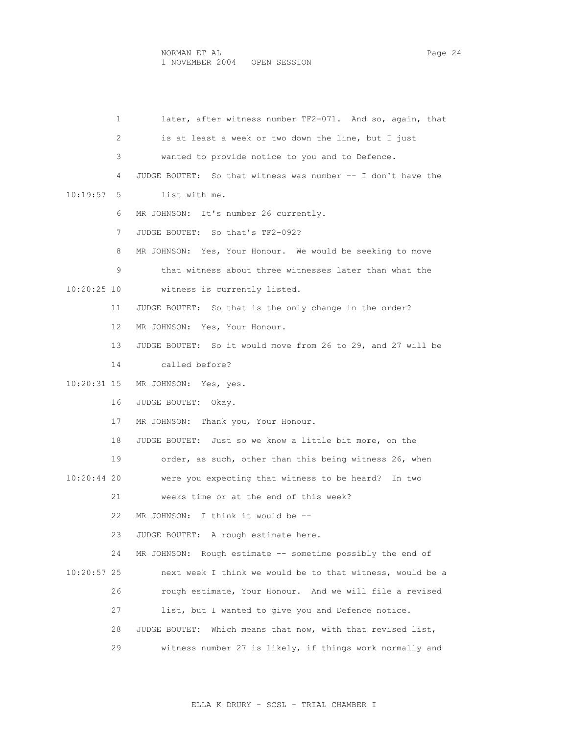later, after witness number TF2-071. And so, again, that is at least a week or two down the line, but I just wanted to provide notice to you and to Defence.

JUDGE BOUTET: So that witness was number -- I don't have the list with me.

MR JOHNSON: It's number 26 currently.

JUDGE BOUTET: So that's TF2-092?

MR JOHNSON: Yes, Your Honour. We would be seeking to move that witness about three witnesses later than what the witness is currently listed.

JUDGE BOUTET: So that is the only change in the order?

MR JOHNSON: Yes, Your Honour.

JUDGE BOUTET: So it would move from 26 to 29, and 27 will be called before?

MR JOHNSON: Yes, yes.

JUDGE BOUTET: Okay.

MR JOHNSON: Thank you, Your Honour.

JUDGE BOUTET: Just so we know a little bit more, on the order, as such, other than this being witness 26, when were you expecting that witness to be heard? In two weeks time or at the end of this week?

MR JOHNSON: I think it would be --

JUDGE BOUTET: A rough estimate here.

MR JOHNSON: Rough estimate -- sometime possibly the end of next week I think we would be to that witness, would be a rough estimate, Your Honour. And we will file a revised list, but I wanted to give you and Defence notice.

JUDGE BOUTET: Which means that now, with that revised list, witness number 27 is likely, if things work normally and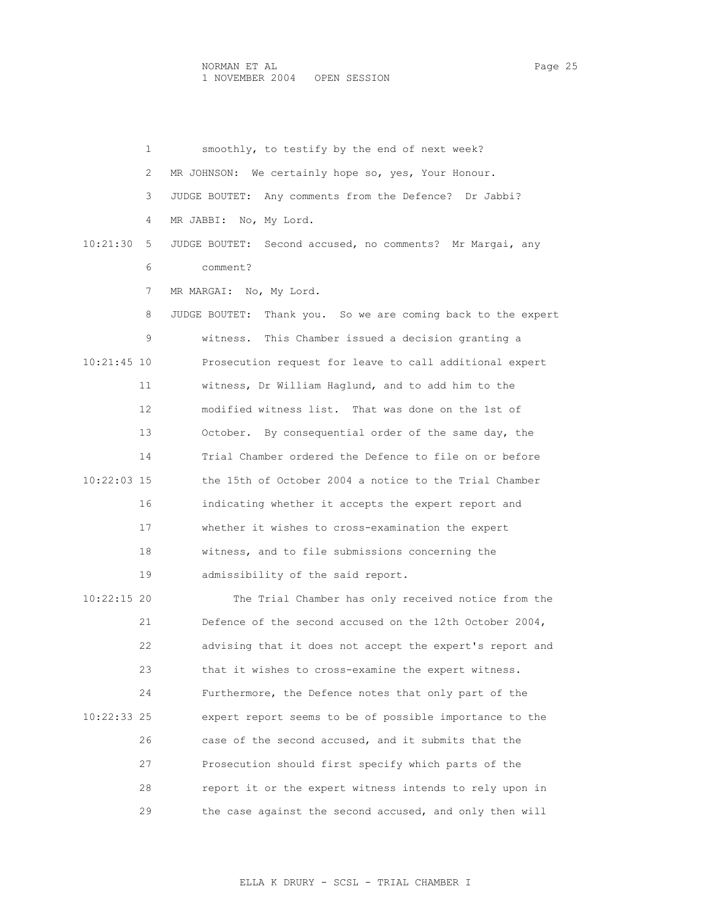smoothly, to testify by the end of next week?

MR JOHNSON: We certainly hope so, yes, Your Honour.

JUDGE BOUTET: Any comments from the Defence? Dr Jabbi?

MR JABBI: No, My Lord.

JUDGE BOUTET: Second accused, no comments? Mr Margai, any comment?

MR MARGAI: No, My Lord.

JUDGE BOUTET: Thank you. So we are coming back to the expert witness. This Chamber issued a decision granting a Prosecution request for leave to call additional expert witness, Dr William Haglund, and to add him to the modified witness list. That was done on the 1st of October. By consequential order of the same day, the Trial Chamber ordered the Defence to file on or before the 15th of October 2004 a notice to the Trial Chamber indicating whether it accepts the expert report and whether it wishes to cross-examination the expert witness, and to file submissions concerning the admissibility of the said report.

The Trial Chamber has only received notice from the Defence of the second accused on the 12th October 2004, advising that it does not accept the expert's report and that it wishes to cross-examine the expert witness. Furthermore, the Defence notes that only part of the expert report seems to be of possible importance to the case of the second accused, and it submits that the Prosecution should first specify which parts of the report it or the expert witness intends to rely upon in the case against the second accused, and only then will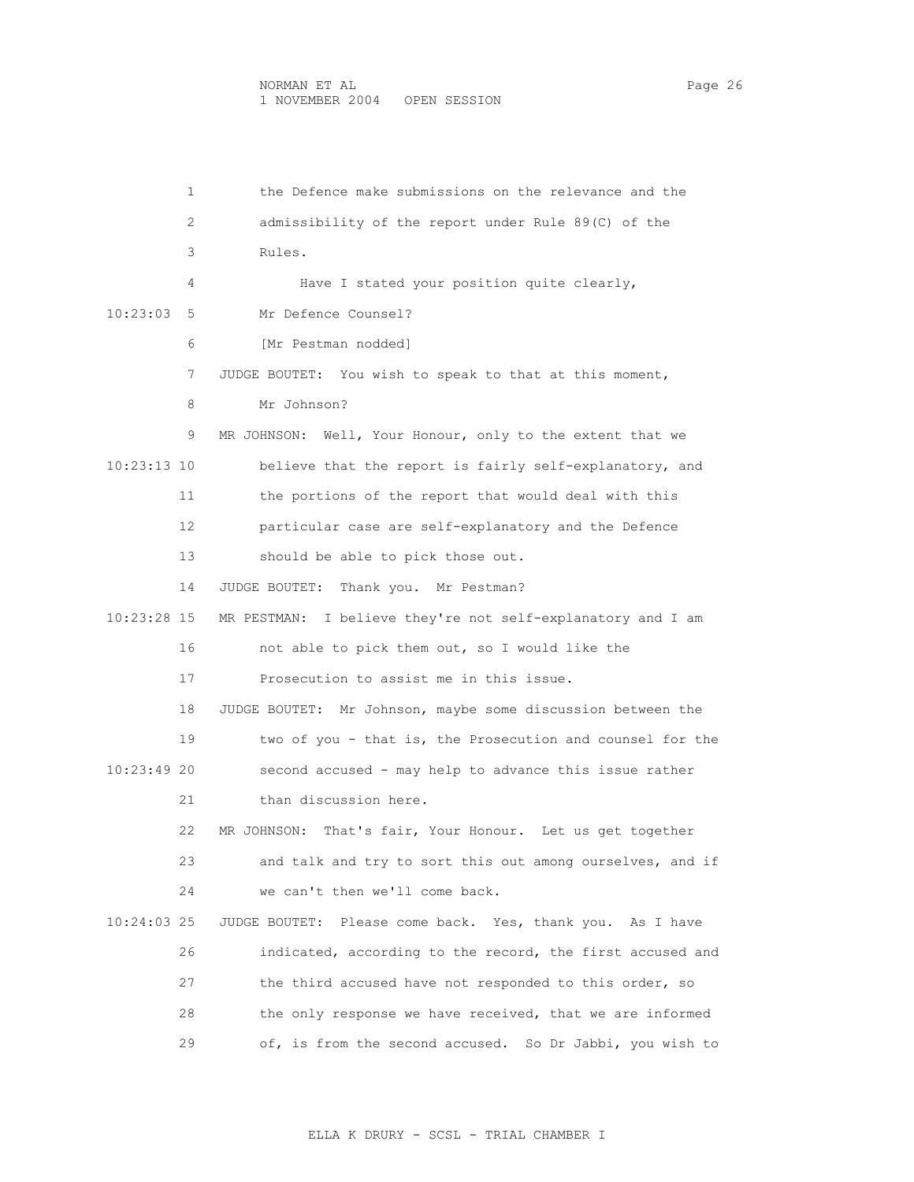the Defence make submissions on the relevance and the admissibility of the report under Rule 89(C) of the Rules.

Have I stated your position quite clearly, Mr Defence Counsel?

[Mr Pestman nodded]

JUDGE BOUTET: You wish to speak to that at this moment, Mr Johnson?

MR JOHNSON: Well, Your Honour, only to the extent that we believe that the report is fairly self-explanatory, and the portions of the report that would deal with this particular case are self-explanatory and the Defence should be able to pick those out.

JUDGE BOUTET: Thank you. Mr Pestman?

MR PESTMAN: I believe they're not self-explanatory and I am not able to pick them out, so I would like the Prosecution to assist me in this issue.

JUDGE BOUTET: Mr Johnson, maybe some discussion between the two of you - that is, the Prosecution and counsel for the second accused - may help to advance this issue rather than discussion here.

MR JOHNSON: That's fair, Your Honour. Let us get together and talk and try to sort this out among ourselves, and if we can't then we'll come back.

JUDGE BOUTET: Please come back. Yes, thank you. As I have indicated, according to the record, the first accused and the third accused have not responded to this order, so the only response we have received, that we are informed of, is from the second accused. So Dr Jabbi, you wish to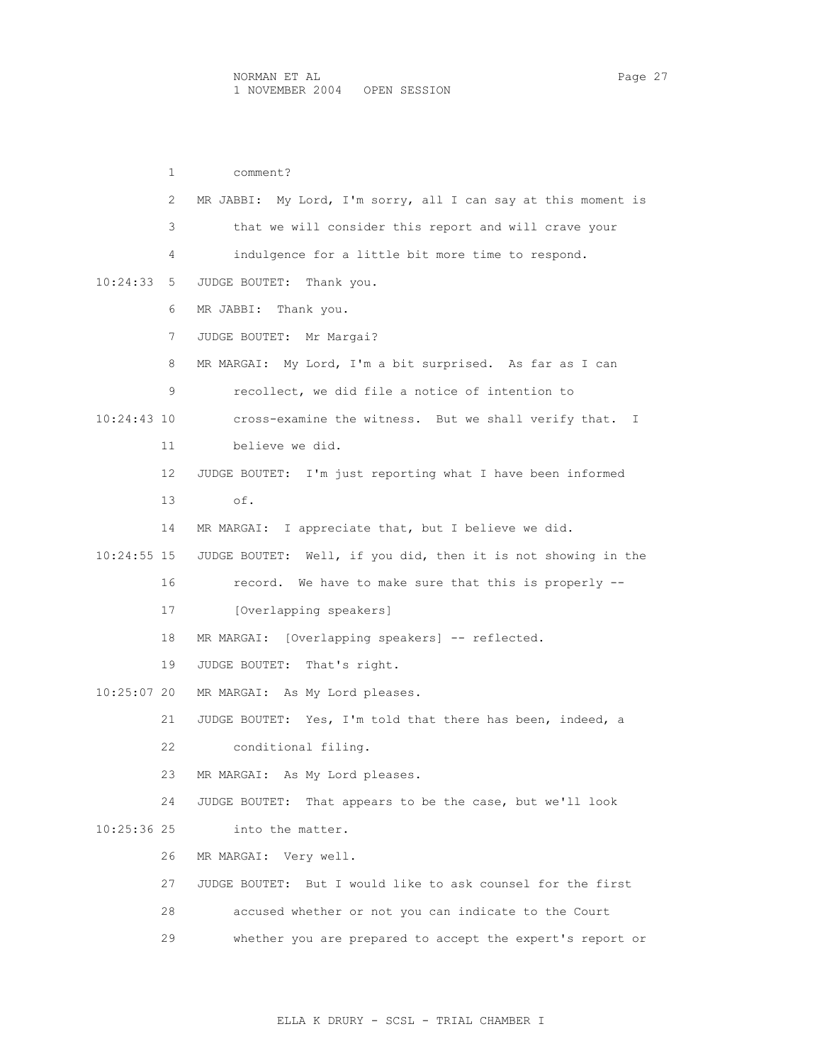comment?

MR JABBI: My Lord, I'm sorry, all I can say at this moment is that we will consider this report and will crave your indulgence for a little bit more time to respond.

JUDGE BOUTET: Thank you.

MR JABBI: Thank you.

JUDGE BOUTET: Mr Margai?

MR MARGAI: My Lord, I'm a bit surprised. As far as I can recollect, we did file a notice of intention to cross-examine the witness. But we shall verify that. I believe we did.

JUDGE BOUTET: I'm just reporting what I have been informed of.

MR MARGAI: I appreciate that, but I believe we did.

JUDGE BOUTET: Well, if you did, then it is not showing in the record. We have to make sure that this is properly -- [Overlapping speakers]

MR MARGAI: [Overlapping speakers] -- reflected.

JUDGE BOUTET: That's right.

MR MARGAI: As My Lord pleases.

JUDGE BOUTET: Yes, I'm told that there has been, indeed, a conditional filing.

MR MARGAI: As My Lord pleases.

JUDGE BOUTET: That appears to be the case, but we'll look into the matter.

MR MARGAI: Very well.

JUDGE BOUTET: But I would like to ask counsel for the first accused whether or not you can indicate to the Court whether you are prepared to accept the expert's report or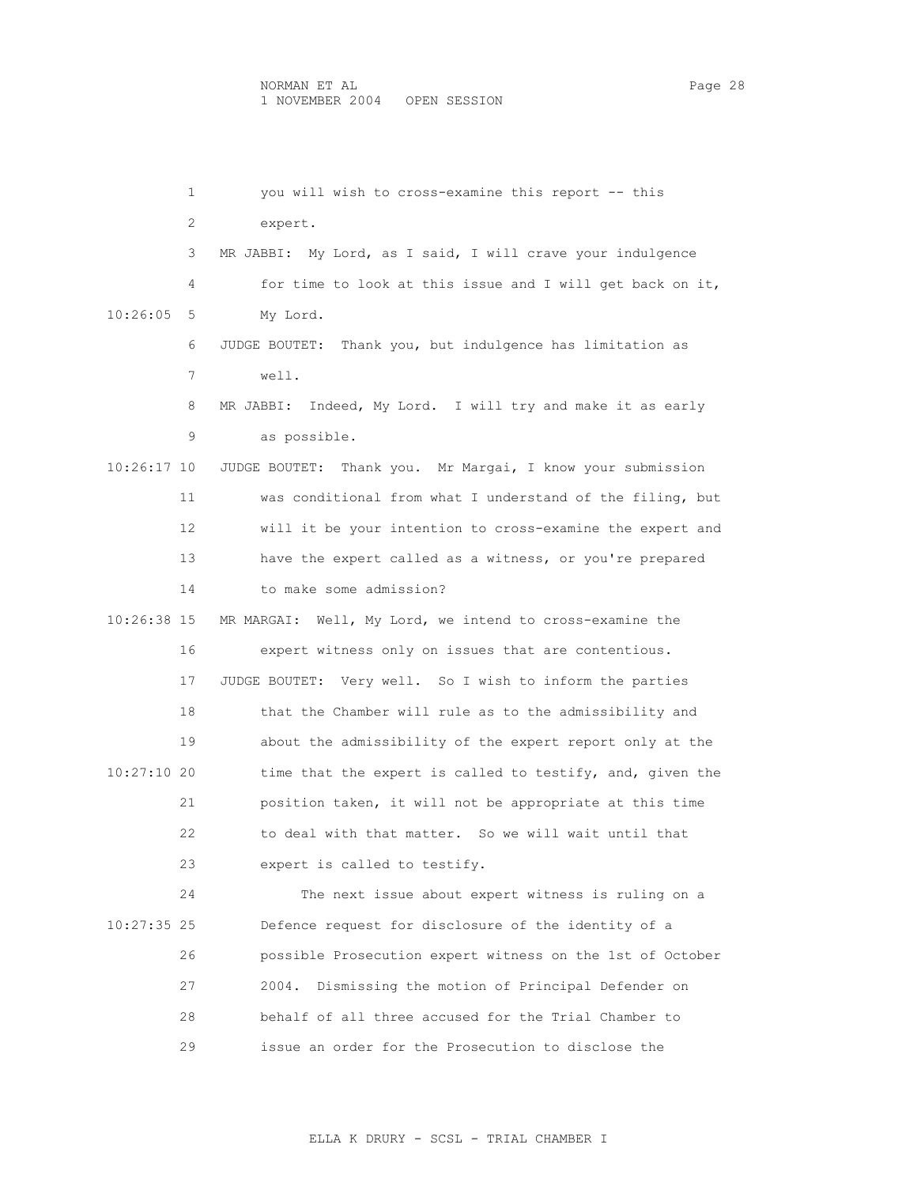you will wish to cross-examine this report -- this expert.

MR JABBI: My Lord, as I said, I will crave your indulgence for time to look at this issue and I will get back on it, My Lord.

JUDGE BOUTET: Thank you, but indulgence has limitation as well.

MR JABBI: Indeed, My Lord. I will try and make it as early as possible.

JUDGE BOUTET: Thank you. Mr Margai, I know your submission was conditional from what I understand of the filing, but will it be your intention to cross-examine the expert and have the expert called as a witness, or you're prepared to make some admission?

MR MARGAI: Well, My Lord, we intend to cross-examine the expert witness only on issues that are contentious.

JUDGE BOUTET: Very well. So I wish to inform the parties that the Chamber will rule as to the admissibility and about the admissibility of the expert report only at the time that the expert is called to testify, and, given the position taken, it will not be appropriate at this time to deal with that matter. So we will wait until that expert is called to testify.

The next issue about expert witness is ruling on a Defence request for disclosure of the identity of a possible Prosecution expert witness on the 1st of October 2004. Dismissing the motion of Principal Defender on behalf of all three accused for the Trial Chamber to issue an order for the Prosecution to disclose the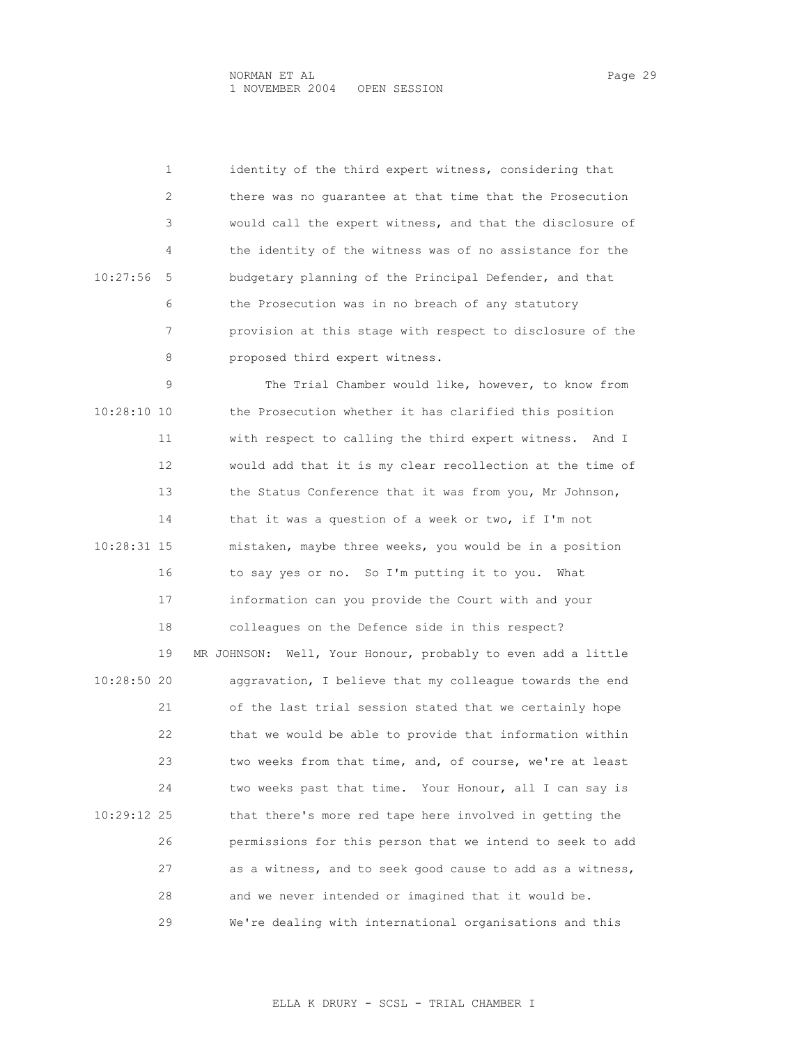identity of the third expert witness, considering that there was no guarantee at that time that the Prosecution would call the expert witness, and that the disclosure of the identity of the witness was of no assistance for the budgetary planning of the Principal Defender, and that the Prosecution was in no breach of any statutory provision at this stage with respect to disclosure of the proposed third expert witness.

The Trial Chamber would like, however, to know from the Prosecution whether it has clarified this position with respect to calling the third expert witness. And I would add that it is my clear recollection at the time of the Status Conference that it was from you, Mr Johnson, that it was a question of a week or two, if I'm not mistaken, maybe three weeks, you would be in a position to say yes or no. So I'm putting it to you. What information can you provide the Court with and your colleagues on the Defence side in this respect?

MR JOHNSON: Well, Your Honour, probably to even add a little aggravation, I believe that my colleague towards the end of the last trial session stated that we certainly hope that we would be able to provide that information within two weeks from that time, and, of course, we're at least two weeks past that time. Your Honour, all I can say is that there's more red tape here involved in getting the permissions for this person that we intend to seek to add as a witness, and to seek good cause to add as a witness, and we never intended or imagined that it would be. We're dealing with international organisations and this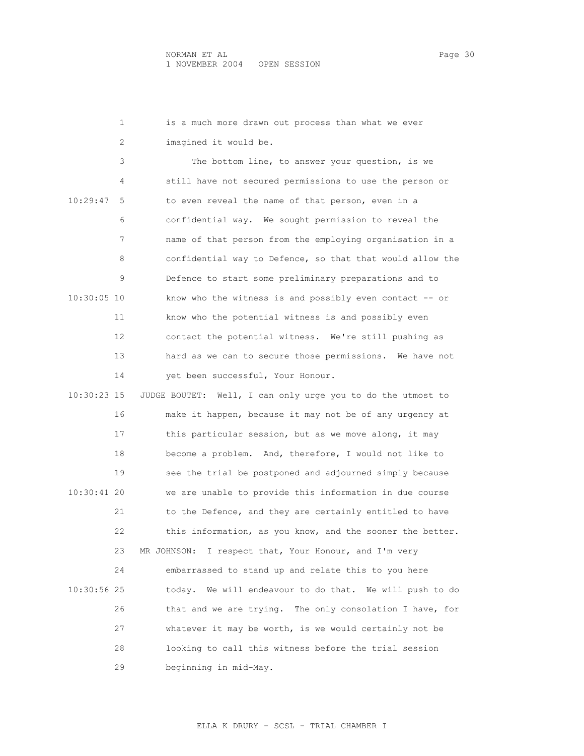1 is a much more drawn out process than what we ever
2 imagined it would be.
3 The bottom line, to answer your question, is we
4 still have not secured permissions to use the person or
10:29:47 5 to even reveal the name of that person, even in a
6 confidential way. We sought permission to reveal the
7 name of that person from the employing organisation in a
8 confidential way to Defence, so that that would allow the
9 Defence to start some preliminary preparations and to
10:30:05 10 know who the witness is and possibly even contact -- or
11 know who the potential witness is and possibly even
12 contact the potential witness. We're still pushing as
13 hard as we can to secure those permissions. We have not
14 yet been successful, Your Honour.
10:30:23 15 JUDGE BOUTET: Well, I can only urge you to do the utmost to
16 make it happen, because it may not be of any urgency at
17 this particular session, but as we move along, it may
18 become a problem. And, therefore, I would not like to
19 see the trial be postponed and adjourned simply because
10:30:41 20 we are unable to provide this information in due course
21 to the Defence, and they are certainly entitled to have
22 this information, as you know, and the sooner the better.
23 MR JOHNSON: I respect that, Your Honour, and I'm very
24 embarrassed to stand up and relate this to you here
10:30:56 25 today. We will endeavour to do that. We will push to do
26 that and we are trying. The only consolation I have, for
27 whatever it may be worth, is we would certainly not be
28 looking to call this witness before the trial session
29 beginning in mid-May.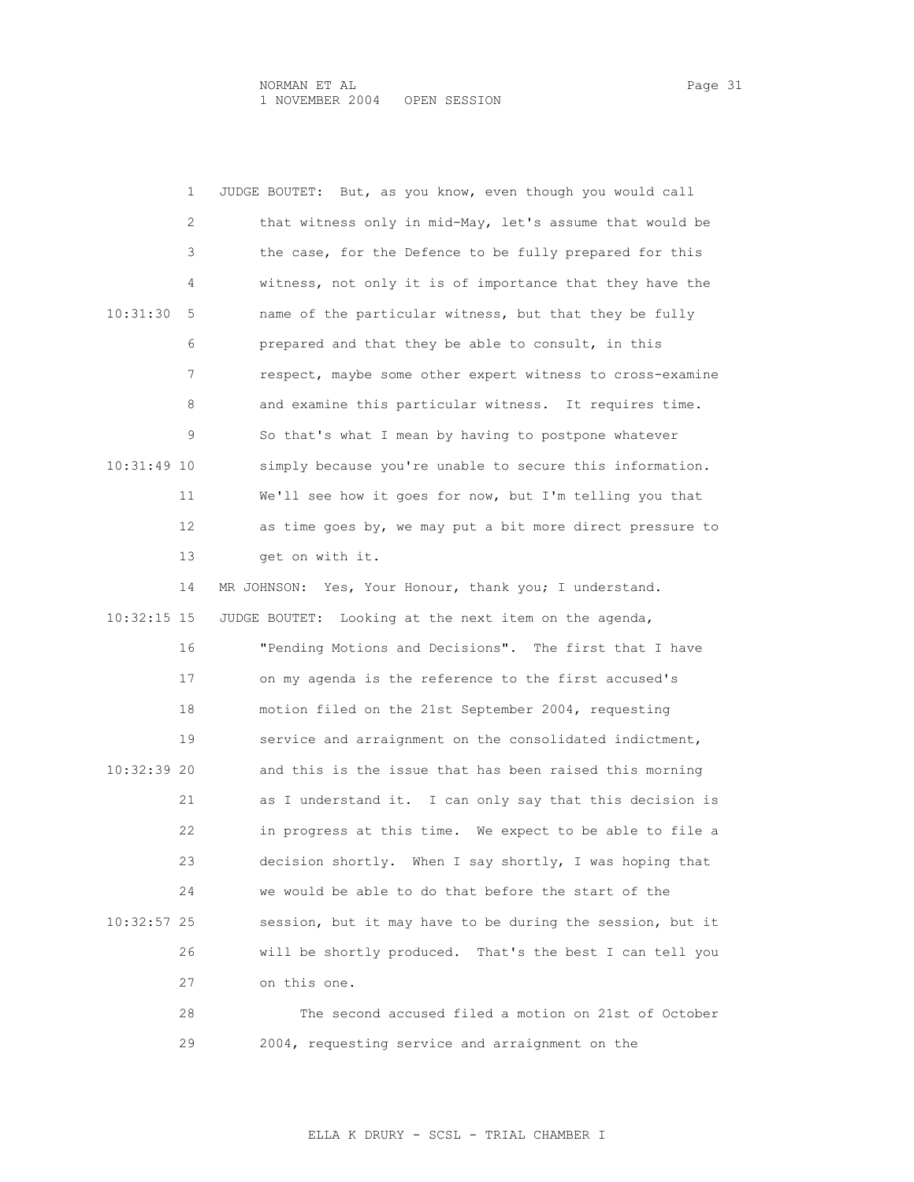JUDGE BOUTET: But, as you know, even though you would call that witness only in mid-May, let's assume that would be the case, for the Defence to be fully prepared for this witness, not only it is of importance that they have the name of the particular witness, but that they be fully prepared and that they be able to consult, in this respect, maybe some other expert witness to cross-examine and examine this particular witness. It requires time. So that's what I mean by having to postpone whatever simply because you're unable to secure this information. We'll see how it goes for now, but I'm telling you that as time goes by, we may put a bit more direct pressure to get on with it.

MR JOHNSON: Yes, Your Honour, thank you; I understand.

JUDGE BOUTET: Looking at the next item on the agenda, "Pending Motions and Decisions". The first that I have on my agenda is the reference to the first accused's motion filed on the 21st September 2004, requesting service and arraignment on the consolidated indictment, and this is the issue that has been raised this morning as I understand it. I can only say that this decision is in progress at this time. We expect to be able to file a decision shortly. When I say shortly, I was hoping that we would be able to do that before the start of the session, but it may have to be during the session, but it will be shortly produced. That's the best I can tell you on this one.

The second accused filed a motion on 21st of October 2004, requesting service and arraignment on the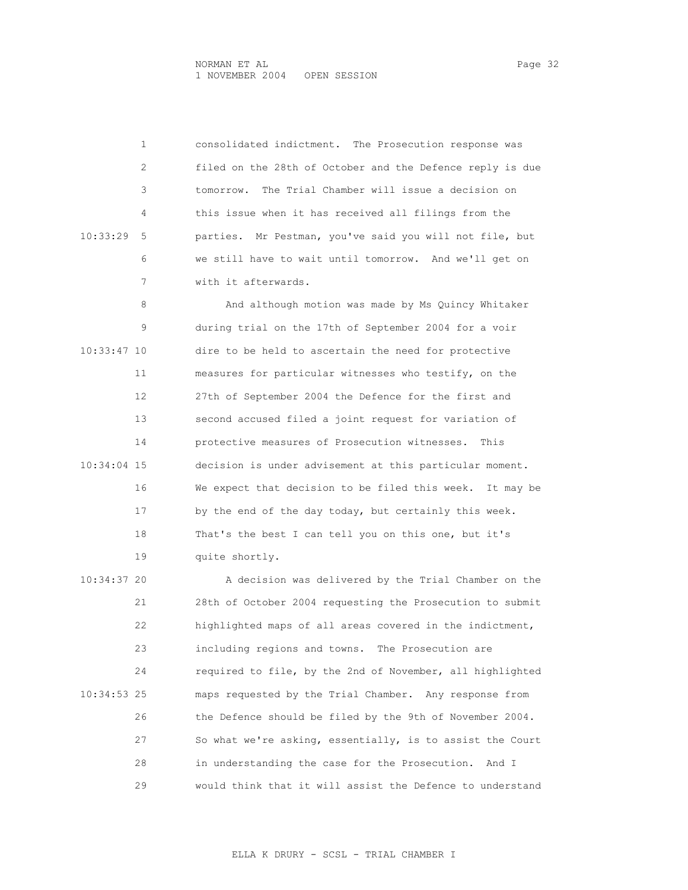consolidated indictment. The Prosecution response was filed on the 28th of October and the Defence reply is due tomorrow. The Trial Chamber will issue a decision on this issue when it has received all filings from the parties. Mr Pestman, you've said you will not file, but we still have to wait until tomorrow. And we'll get on with it afterwards.

And although motion was made by Ms Quincy Whitaker during trial on the 17th of September 2004 for a voir dire to be held to ascertain the need for protective measures for particular witnesses who testify, on the 27th of September 2004 the Defence for the first and second accused filed a joint request for variation of protective measures of Prosecution witnesses. This decision is under advisement at this particular moment. We expect that decision to be filed this week. It may be by the end of the day today, but certainly this week. That's the best I can tell you on this one, but it's quite shortly.

A decision was delivered by the Trial Chamber on the 28th of October 2004 requesting the Prosecution to submit highlighted maps of all areas covered in the indictment, including regions and towns. The Prosecution are required to file, by the 2nd of November, all highlighted maps requested by the Trial Chamber. Any response from the Defence should be filed by the 9th of November 2004. So what we're asking, essentially, is to assist the Court in understanding the case for the Prosecution. And I would think that it will assist the Defence to understand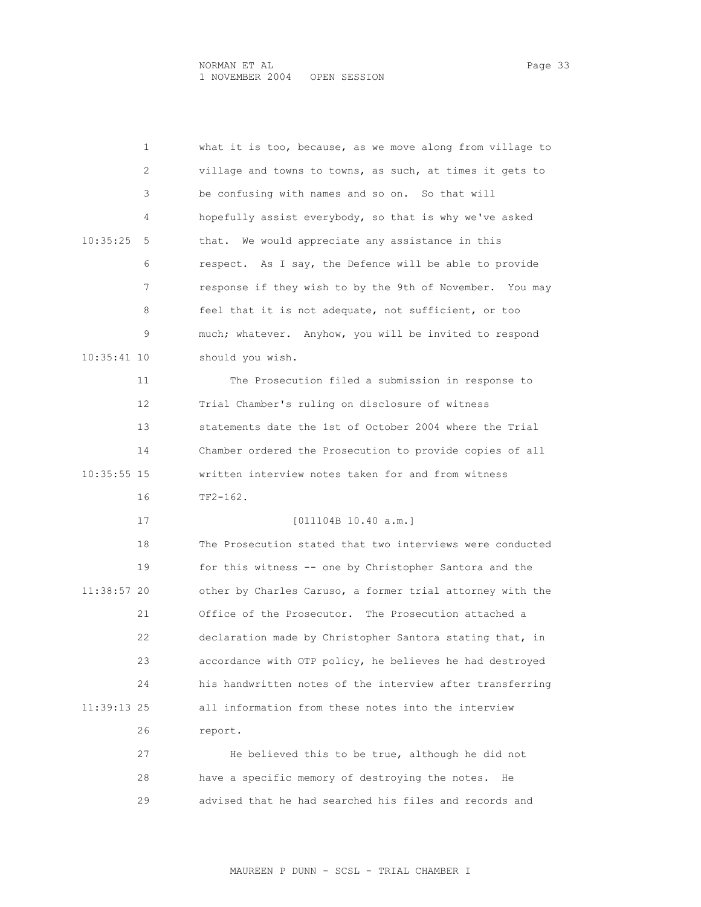what it is too, because, as we move along from village to village and towns to towns, as such, at times it gets to be confusing with names and so on. So that will hopefully assist everybody, so that is why we've asked that. We would appreciate any assistance in this respect. As I say, the Defence will be able to provide response if they wish to by the 9th of November. You may feel that it is not adequate, not sufficient, or too much; whatever. Anyhow, you will be invited to respond should you wish.

The Prosecution filed a submission in response to Trial Chamber's ruling on disclosure of witness statements date the 1st of October 2004 where the Trial Chamber ordered the Prosecution to provide copies of all written interview notes taken for and from witness TF2-162.

[011104B 10.40 a.m.]

The Prosecution stated that two interviews were conducted for this witness -- one by Christopher Santora and the other by Charles Caruso, a former trial attorney with the Office of the Prosecutor. The Prosecution attached a declaration made by Christopher Santora stating that, in accordance with OTP policy, he believes he had destroyed his handwritten notes of the interview after transferring all information from these notes into the interview report.

He believed this to be true, although he did not have a specific memory of destroying the notes. He advised that he had searched his files and records and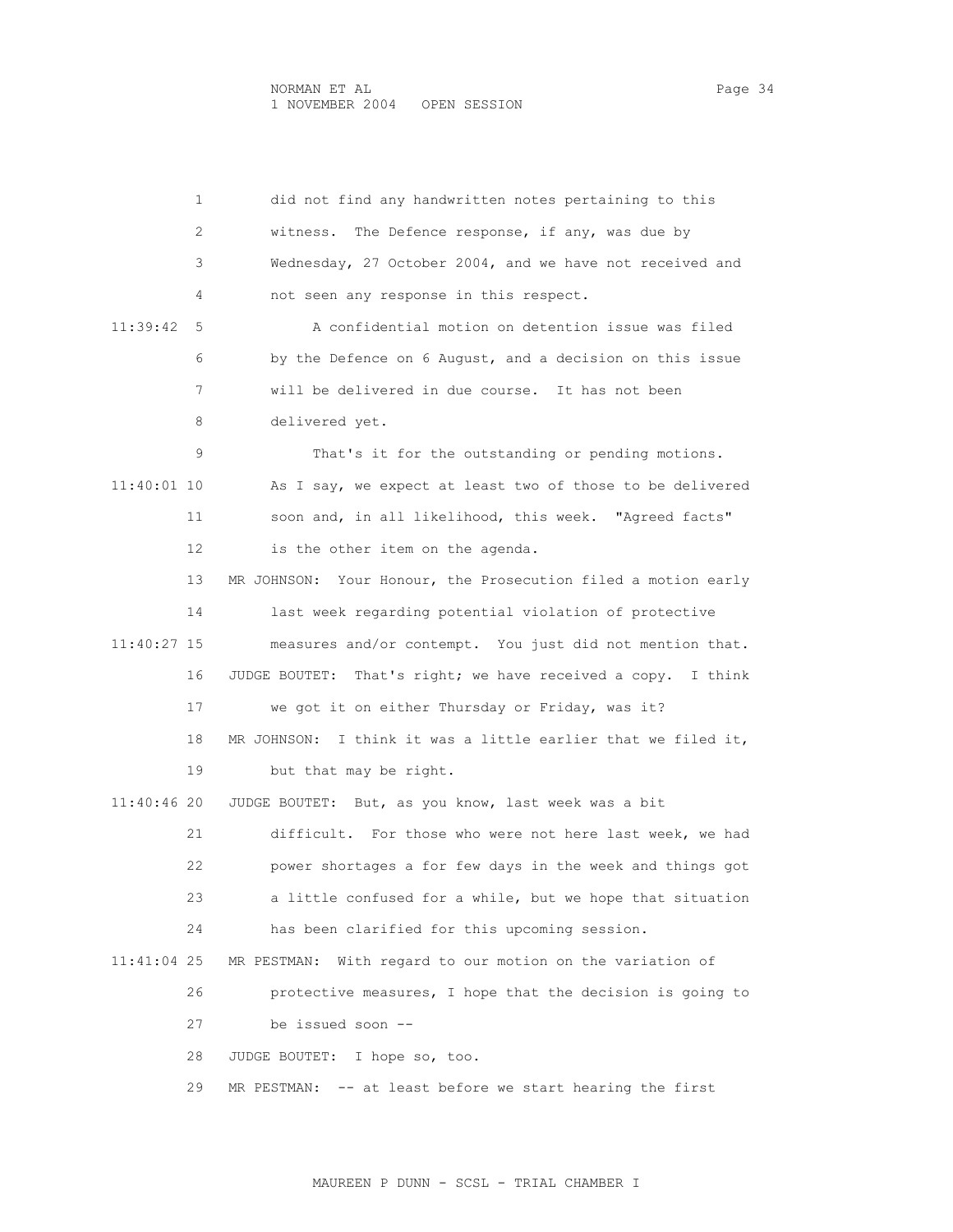1 did not find any handwritten notes pertaining to this
2 witness. The Defence response, if any, was due by
3 Wednesday, 27 October 2004, and we have not received and
4 not seen any response in this respect.

11:39:42 5 A confidential motion on detention issue was filed
6 by the Defence on 6 August, and a decision on this issue
7 will be delivered in due course. It has not been
8 delivered yet.

9 That's it for the outstanding or pending motions.

11:40:01 10 As I say, we expect at least two of those to be delivered
11 soon and, in all likelihood, this week. "Agreed facts"
12 is the other item on the agenda.

13 MR JOHNSON: Your Honour, the Prosecution filed a motion early
14 last week regarding potential violation of protective

11:40:27 15 measures and/or contempt. You just did not mention that.

16 JUDGE BOUTET: That's right; we have received a copy. I think
17 we got it on either Thursday or Friday, was it?

18 MR JOHNSON: I think it was a little earlier that we filed it,
19 but that may be right.

11:40:46 20 JUDGE BOUTET: But, as you know, last week was a bit
21 difficult. For those who were not here last week, we had
22 power shortages a for few days in the week and things got
23 a little confused for a while, but we hope that situation
24 has been clarified for this upcoming session.

11:41:04 25 MR PESTMAN: With regard to our motion on the variation of
26 protective measures, I hope that the decision is going to
27 be issued soon --

28 JUDGE BOUTET: I hope so, too.

29 MR PESTMAN: -- at least before we start hearing the first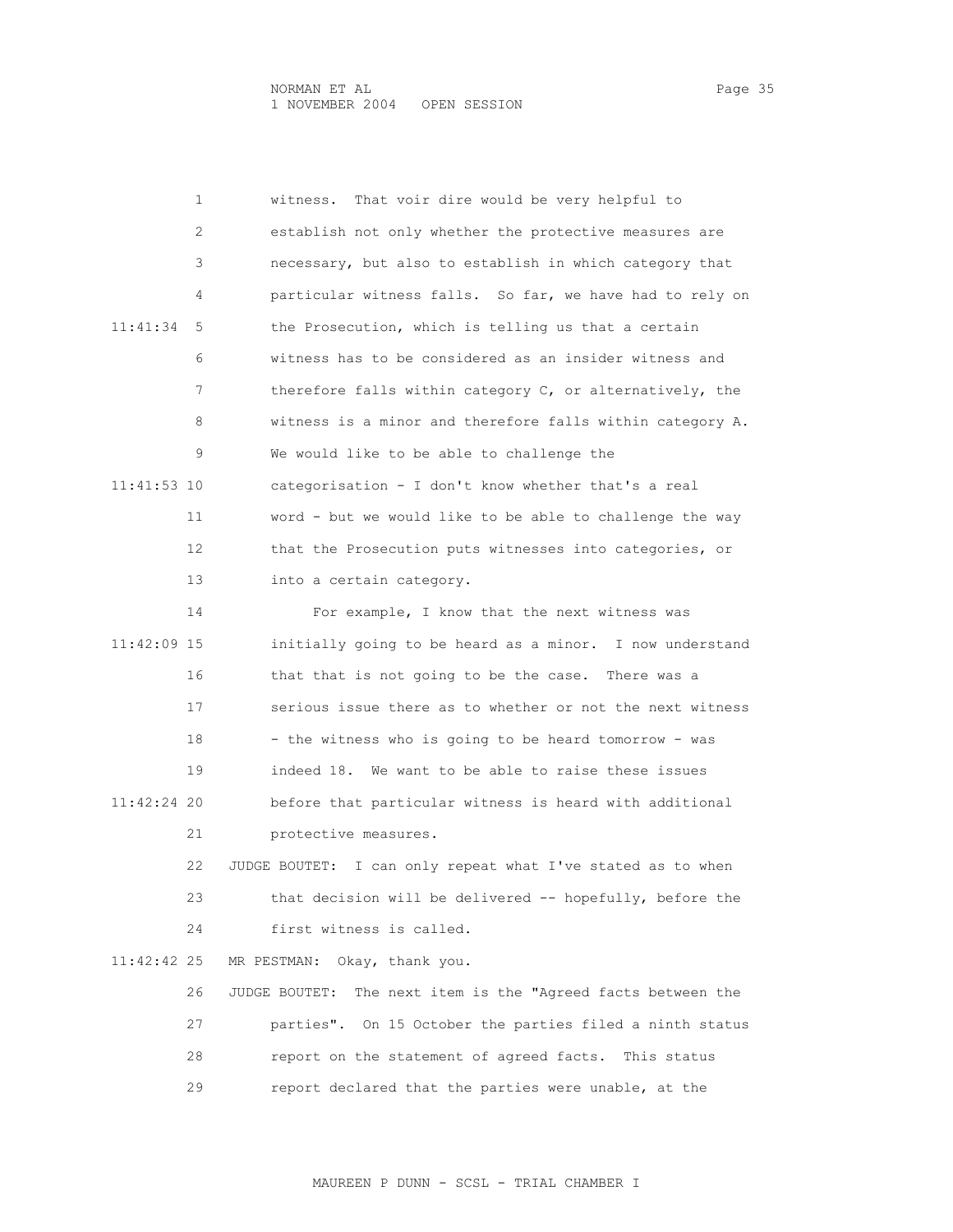witness. That voir dire would be very helpful to establish not only whether the protective measures are necessary, but also to establish in which category that particular witness falls. So far, we have had to rely on the Prosecution, which is telling us that a certain witness has to be considered as an insider witness and therefore falls within category C, or alternatively, the witness is a minor and therefore falls within category A. We would like to be able to challenge the categorisation - I don't know whether that's a real word - but we would like to be able to challenge the way that the Prosecution puts witnesses into categories, or into a certain category.

For example, I know that the next witness was initially going to be heard as a minor. I now understand that that is not going to be the case. There was a serious issue there as to whether or not the next witness - the witness who is going to be heard tomorrow - was indeed 18. We want to be able to raise these issues before that particular witness is heard with additional protective measures.

JUDGE BOUTET: I can only repeat what I've stated as to when that decision will be delivered -- hopefully, before the first witness is called.

MR PESTMAN: Okay, thank you.

JUDGE BOUTET: The next item is the "Agreed facts between the parties". On 15 October the parties filed a ninth status report on the statement of agreed facts. This status report declared that the parties were unable, at the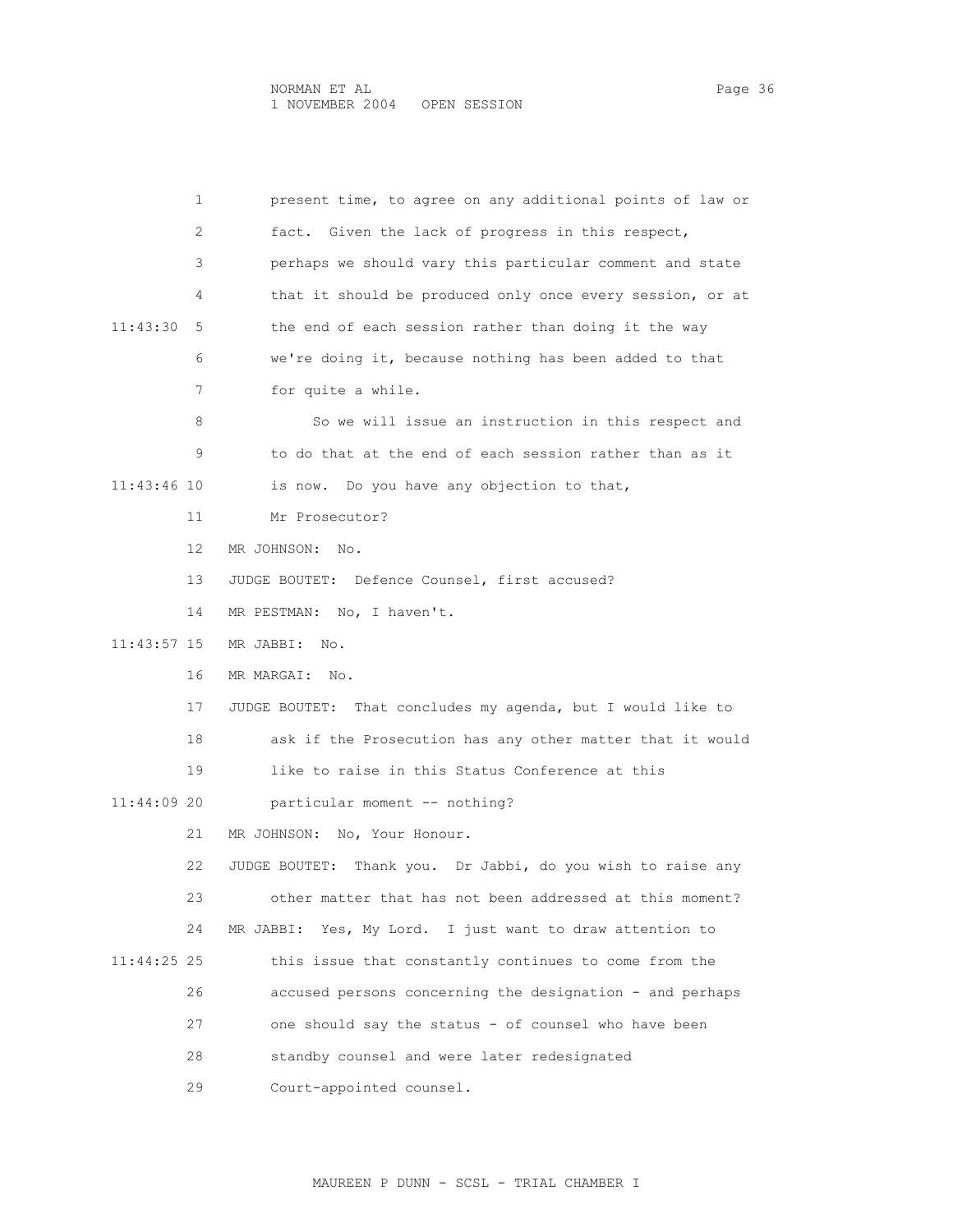present time, to agree on any additional points of law or fact. Given the lack of progress in this respect, perhaps we should vary this particular comment and state that it should be produced only once every session, or at the end of each session rather than doing it the way we're doing it, because nothing has been added to that for quite a while.

So we will issue an instruction in this respect and to do that at the end of each session rather than as it is now. Do you have any objection to that, Mr Prosecutor?

MR JOHNSON: No.

JUDGE BOUTET: Defence Counsel, first accused?

MR PESTMAN: No, I haven't.

MR JABBI: No.

MR MARGAI: No.

JUDGE BOUTET: That concludes my agenda, but I would like to ask if the Prosecution has any other matter that it would like to raise in this Status Conference at this particular moment -- nothing?

MR JOHNSON: No, Your Honour.

JUDGE BOUTET: Thank you. Dr Jabbi, do you wish to raise any other matter that has not been addressed at this moment?

MR JABBI: Yes, My Lord. I just want to draw attention to this issue that constantly continues to come from the accused persons concerning the designation - and perhaps one should say the status - of counsel who have been standby counsel and were later redesignated Court-appointed counsel.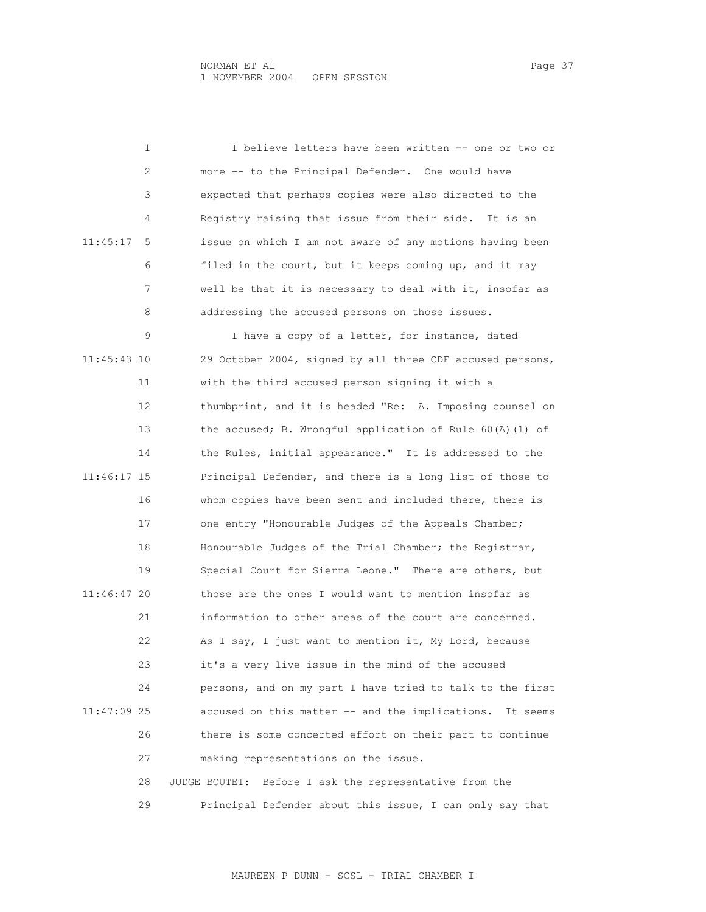I believe letters have been written -- one or two or more -- to the Principal Defender. One would have expected that perhaps copies were also directed to the Registry raising that issue from their side. It is an issue on which I am not aware of any motions having been filed in the court, but it keeps coming up, and it may well be that it is necessary to deal with it, insofar as addressing the accused persons on those issues.

I have a copy of a letter, for instance, dated 29 October 2004, signed by all three CDF accused persons, with the third accused person signing it with a thumbprint, and it is headed "Re: A. Imposing counsel on the accused; B. Wrongful application of Rule 60(A)(1) of the Rules, initial appearance." It is addressed to the Principal Defender, and there is a long list of those to whom copies have been sent and included there, there is one entry "Honourable Judges of the Appeals Chamber; Honourable Judges of the Trial Chamber; the Registrar, Special Court for Sierra Leone." There are others, but those are the ones I would want to mention insofar as information to other areas of the court are concerned. As I say, I just want to mention it, My Lord, because it's a very live issue in the mind of the accused persons, and on my part I have tried to talk to the first accused on this matter -- and the implications. It seems there is some concerted effort on their part to continue making representations on the issue.

JUDGE BOUTET: Before I ask the representative from the Principal Defender about this issue, I can only say that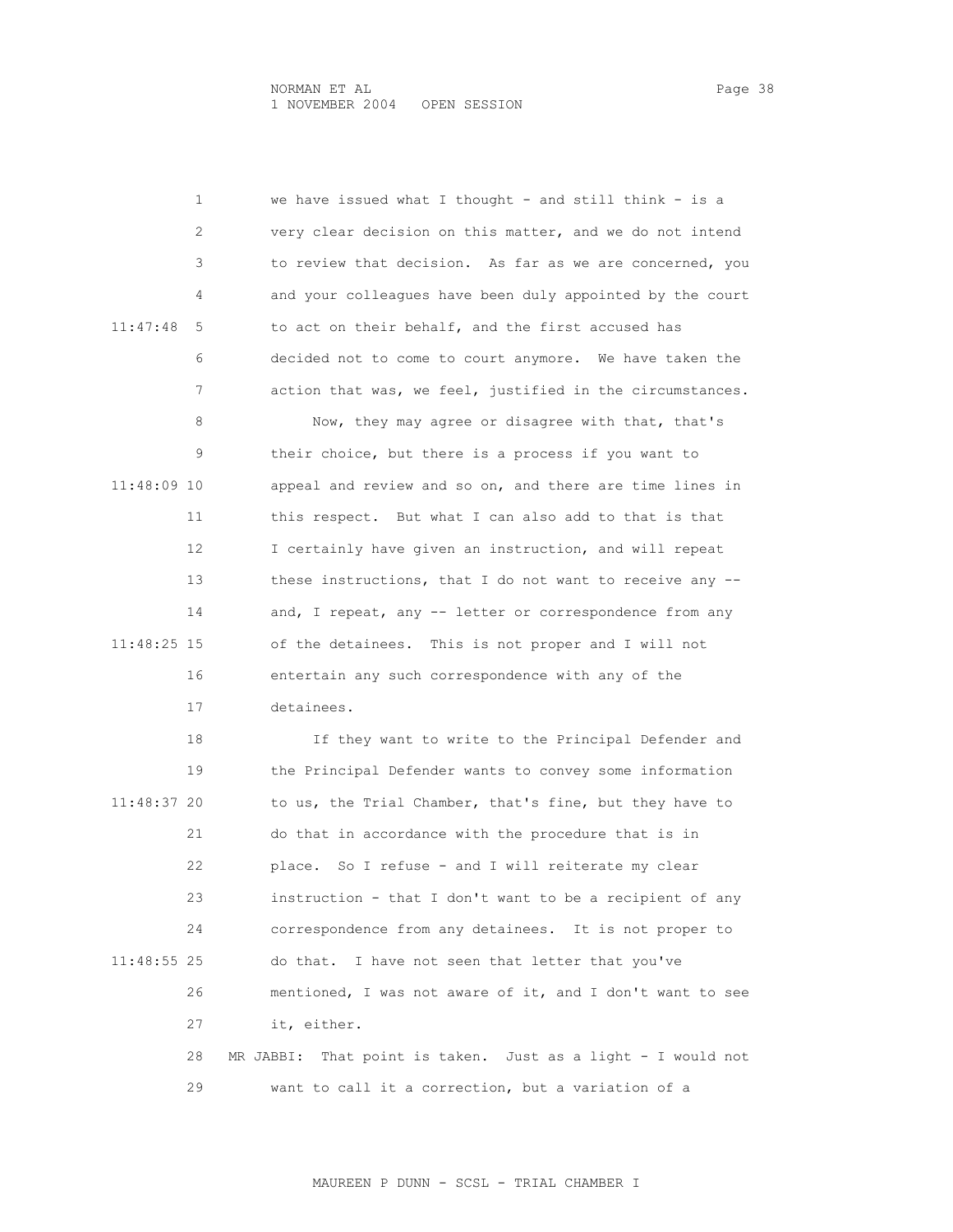we have issued what I thought - and still think - is a very clear decision on this matter, and we do not intend to review that decision. As far as we are concerned, you and your colleagues have been duly appointed by the court to act on their behalf, and the first accused has decided not to come to court anymore. We have taken the action that was, we feel, justified in the circumstances.

Now, they may agree or disagree with that, that's their choice, but there is a process if you want to appeal and review and so on, and there are time lines in this respect. But what I can also add to that is that I certainly have given an instruction, and will repeat these instructions, that I do not want to receive any -- and, I repeat, any -- letter or correspondence from any of the detainees. This is not proper and I will not entertain any such correspondence with any of the detainees.

If they want to write to the Principal Defender and the Principal Defender wants to convey some information to us, the Trial Chamber, that's fine, but they have to do that in accordance with the procedure that is in place. So I refuse - and I will reiterate my clear instruction - that I don't want to be a recipient of any correspondence from any detainees. It is not proper to do that. I have not seen that letter that you've mentioned, I was not aware of it, and I don't want to see it, either.

MR JABBI: That point is taken. Just as a light - I would not want to call it a correction, but a variation of a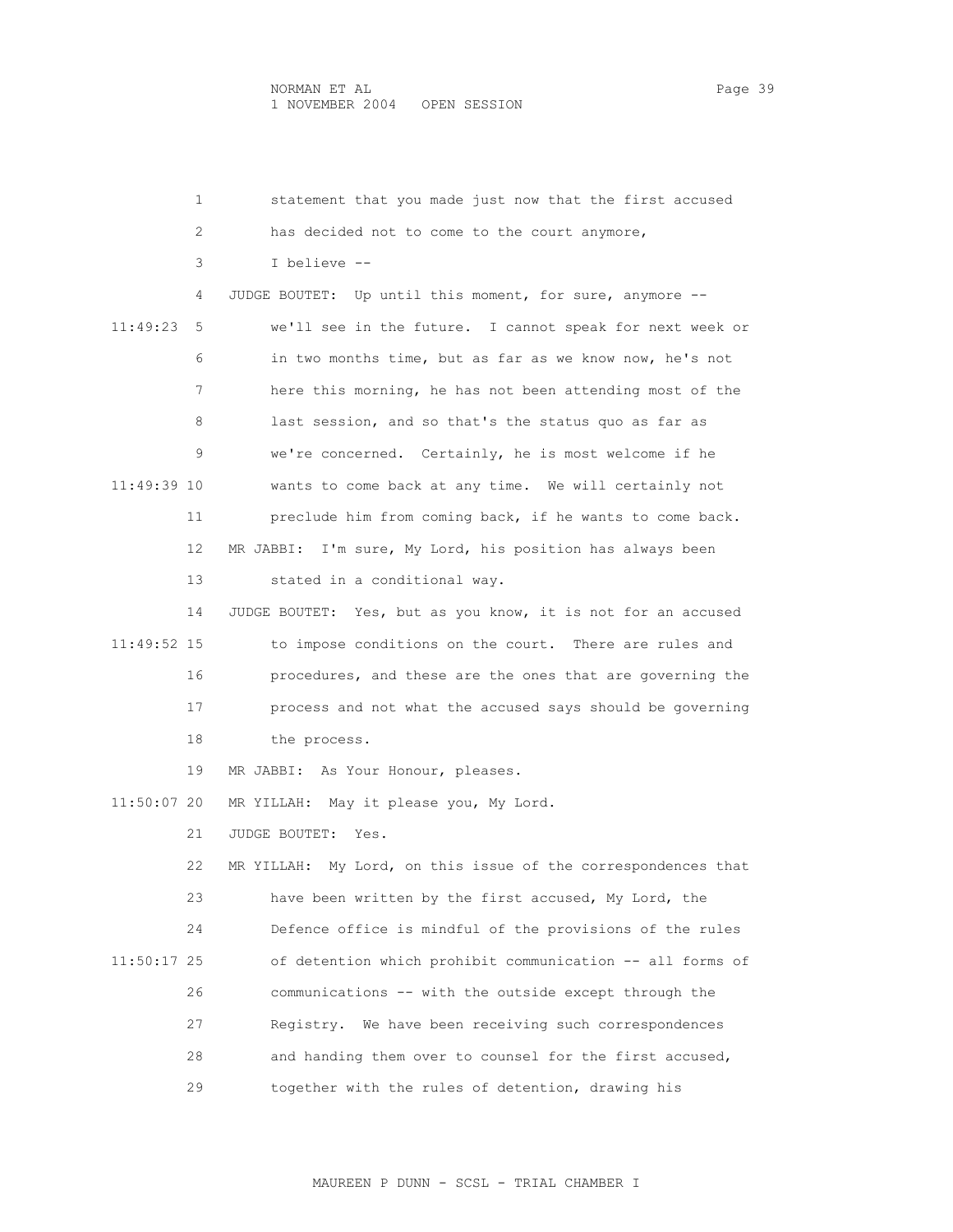statement that you made just now that the first accused has decided not to come to the court anymore, I believe --

JUDGE BOUTET: Up until this moment, for sure, anymore -- we'll see in the future. I cannot speak for next week or in two months time, but as far as we know now, he's not here this morning, he has not been attending most of the last session, and so that's the status quo as far as we're concerned. Certainly, he is most welcome if he wants to come back at any time. We will certainly not preclude him from coming back, if he wants to come back.

MR JABBI: I'm sure, My Lord, his position has always been stated in a conditional way.

JUDGE BOUTET: Yes, but as you know, it is not for an accused to impose conditions on the court. There are rules and procedures, and these are the ones that are governing the process and not what the accused says should be governing the process.

MR JABBI: As Your Honour, pleases.

MR YILLAH: May it please you, My Lord.

JUDGE BOUTET: Yes.

MR YILLAH: My Lord, on this issue of the correspondences that have been written by the first accused, My Lord, the Defence office is mindful of the provisions of the rules of detention which prohibit communication -- all forms of communications -- with the outside except through the Registry. We have been receiving such correspondences and handing them over to counsel for the first accused, together with the rules of detention, drawing his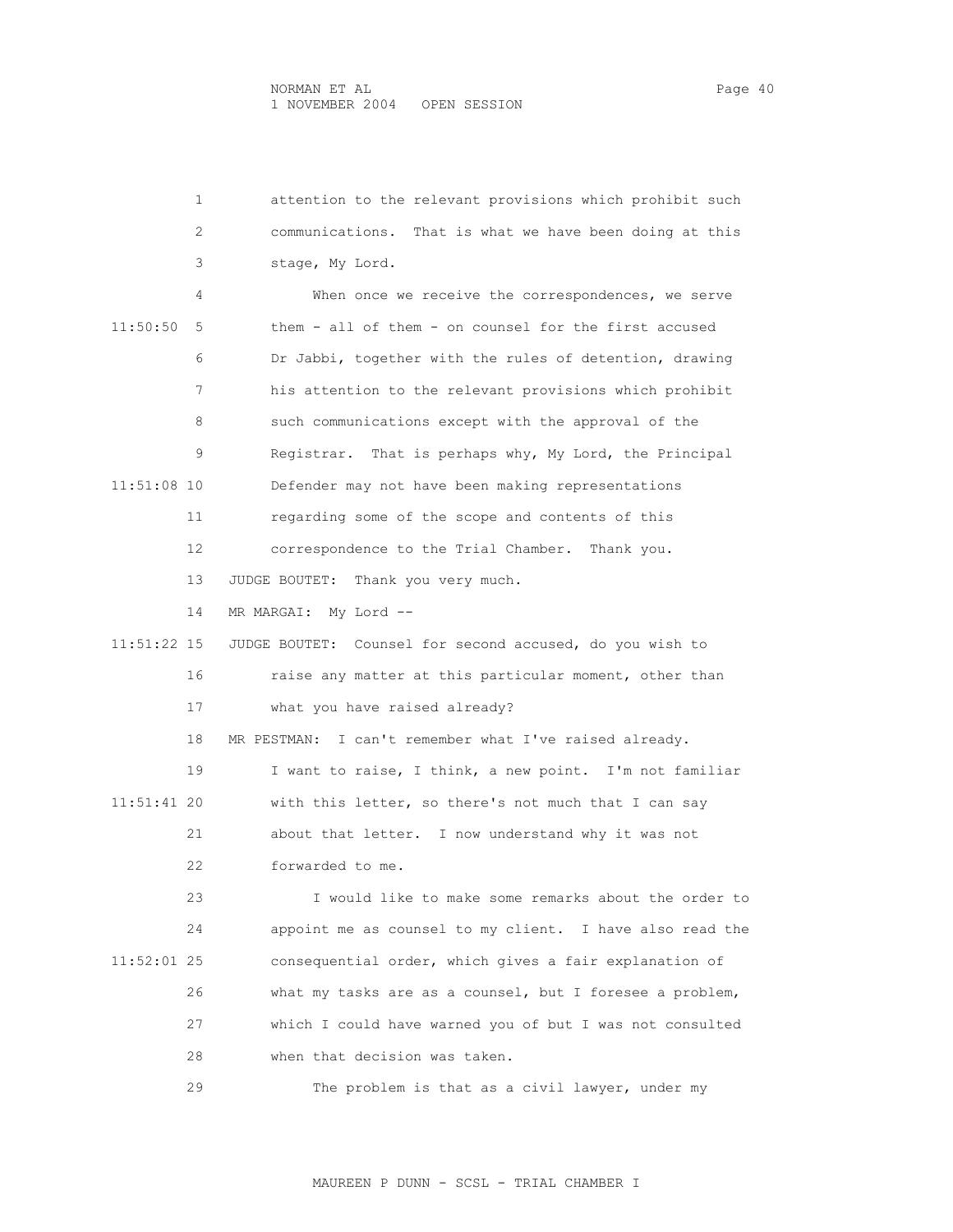attention to the relevant provisions which prohibit such communications. That is what we have been doing at this stage, My Lord.

When once we receive the correspondences, we serve them - all of them - on counsel for the first accused Dr Jabbi, together with the rules of detention, drawing his attention to the relevant provisions which prohibit such communications except with the approval of the Registrar. That is perhaps why, My Lord, the Principal Defender may not have been making representations regarding some of the scope and contents of this correspondence to the Trial Chamber. Thank you.

JUDGE BOUTET: Thank you very much.

MR MARGAI: My Lord --

JUDGE BOUTET: Counsel for second accused, do you wish to raise any matter at this particular moment, other than what you have raised already?

MR PESTMAN: I can't remember what I've raised already. I want to raise, I think, a new point. I'm not familiar with this letter, so there's not much that I can say about that letter. I now understand why it was not forwarded to me.

I would like to make some remarks about the order to appoint me as counsel to my client. I have also read the consequential order, which gives a fair explanation of what my tasks are as a counsel, but I foresee a problem, which I could have warned you of but I was not consulted when that decision was taken.

The problem is that as a civil lawyer, under my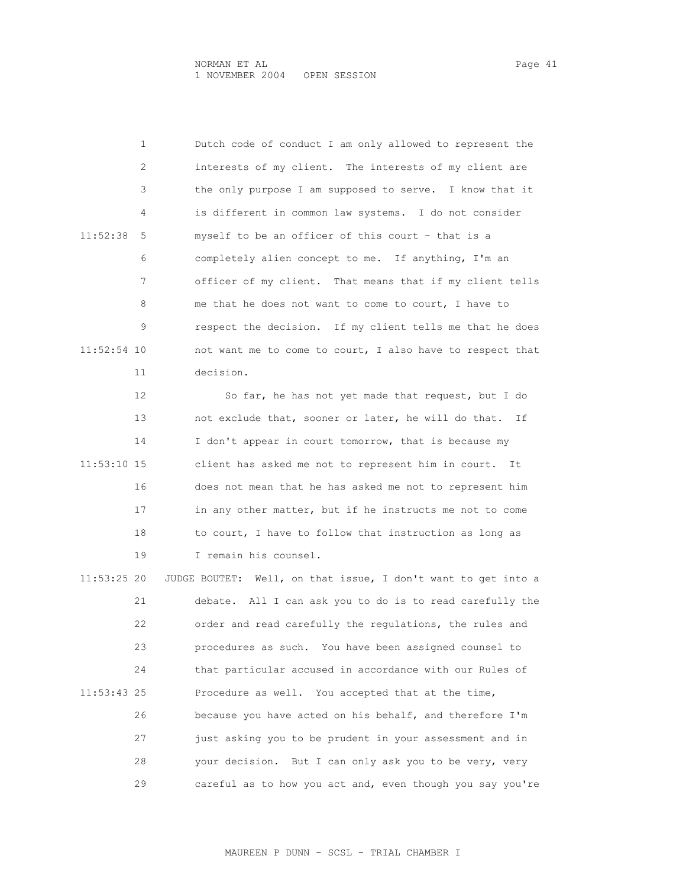Dutch code of conduct I am only allowed to represent the interests of my client. The interests of my client are the only purpose I am supposed to serve. I know that it is different in common law systems. I do not consider myself to be an officer of this court - that is a completely alien concept to me. If anything, I'm an officer of my client. That means that if my client tells me that he does not want to come to court, I have to respect the decision. If my client tells me that he does not want me to come to court, I also have to respect that decision.

So far, he has not yet made that request, but I do not exclude that, sooner or later, he will do that. If I don't appear in court tomorrow, that is because my client has asked me not to represent him in court. It does not mean that he has asked me not to represent him in any other matter, but if he instructs me not to come to court, I have to follow that instruction as long as I remain his counsel.

JUDGE BOUTET: Well, on that issue, I don't want to get into a debate. All I can ask you to do is to read carefully the order and read carefully the regulations, the rules and procedures as such. You have been assigned counsel to that particular accused in accordance with our Rules of Procedure as well. You accepted that at the time, because you have acted on his behalf, and therefore I'm just asking you to be prudent in your assessment and in your decision. But I can only ask you to be very, very careful as to how you act and, even though you say you're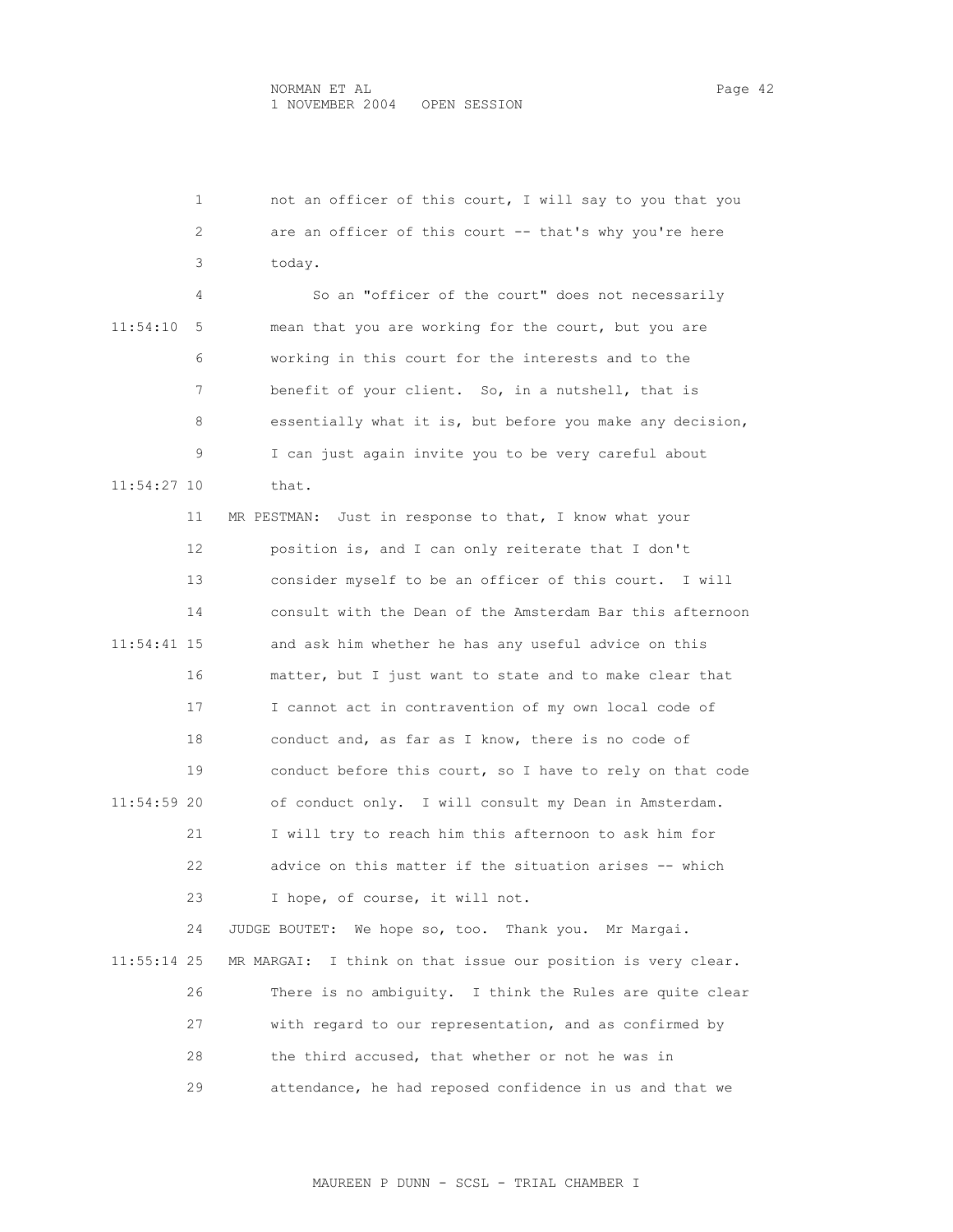1 not an officer of this court, I will say to you that you
2 are an officer of this court -- that's why you're here
3 today.

4 So an "officer of the court" does not necessarily
11:54:10 5 mean that you are working for the court, but you are
6 working in this court for the interests and to the
7 benefit of your client. So, in a nutshell, that is
8 essentially what it is, but before you make any decision,
9 I can just again invite you to be very careful about
11:54:27 10 that.

11 MR PESTMAN: Just in response to that, I know what your
12 position is, and I can only reiterate that I don't
13 consider myself to be an officer of this court. I will
14 consult with the Dean of the Amsterdam Bar this afternoon
11:54:41 15 and ask him whether he has any useful advice on this
16 matter, but I just want to state and to make clear that
17 I cannot act in contravention of my own local code of
18 conduct and, as far as I know, there is no code of
19 conduct before this court, so I have to rely on that code
11:54:59 20 of conduct only. I will consult my Dean in Amsterdam.
21 I will try to reach him this afternoon to ask him for
22 advice on this matter if the situation arises -- which
23 I hope, of course, it will not.

24 JUDGE BOUTET: We hope so, too. Thank you. Mr Margai.

11:55:14 25 MR MARGAI: I think on that issue our position is very clear.
26 There is no ambiguity. I think the Rules are quite clear
27 with regard to our representation, and as confirmed by
28 the third accused, that whether or not he was in
29 attendance, he had reposed confidence in us and that we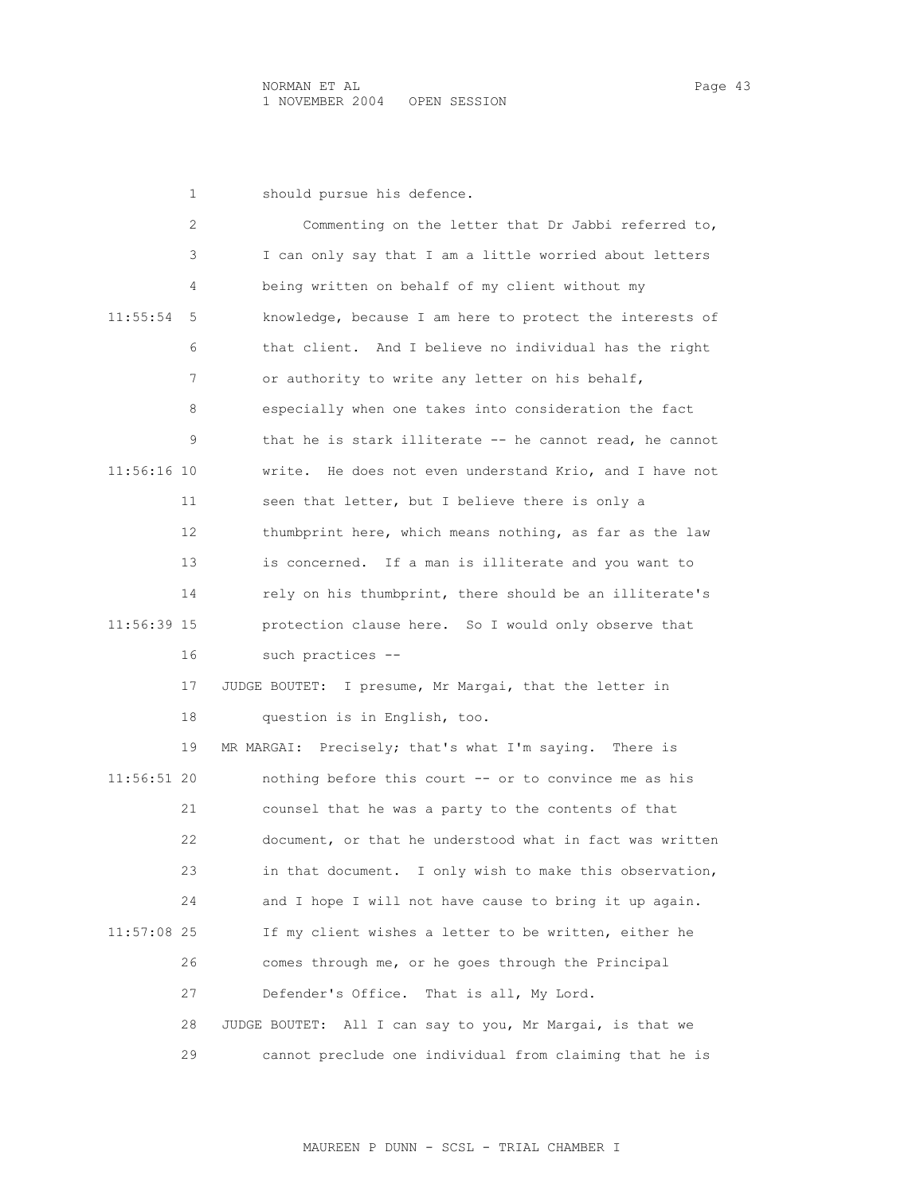should pursue his defence.

Commenting on the letter that Dr Jabbi referred to, I can only say that I am a little worried about letters being written on behalf of my client without my knowledge, because I am here to protect the interests of that client. And I believe no individual has the right or authority to write any letter on his behalf, especially when one takes into consideration the fact that he is stark illiterate -- he cannot read, he cannot write. He does not even understand Krio, and I have not seen that letter, but I believe there is only a thumbprint here, which means nothing, as far as the law is concerned. If a man is illiterate and you want to rely on his thumbprint, there should be an illiterate's protection clause here. So I would only observe that such practices --

JUDGE BOUTET: I presume, Mr Margai, that the letter in question is in English, too.

MR MARGAI: Precisely; that's what I'm saying. There is nothing before this court -- or to convince me as his counsel that he was a party to the contents of that document, or that he understood what in fact was written in that document. I only wish to make this observation, and I hope I will not have cause to bring it up again. If my client wishes a letter to be written, either he comes through me, or he goes through the Principal Defender's Office. That is all, My Lord.

JUDGE BOUTET: All I can say to you, Mr Margai, is that we cannot preclude one individual from claiming that he is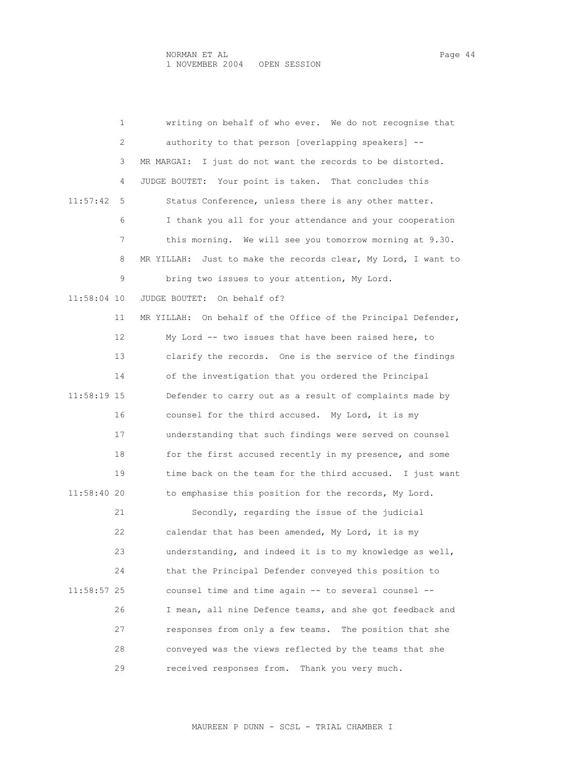writing on behalf of who ever. We do not recognise that authority to that person [overlapping speakers] --

MR MARGAI: I just do not want the records to be distorted.

JUDGE BOUTET: Your point is taken. That concludes this Status Conference, unless there is any other matter. I thank you all for your attendance and your cooperation this morning. We will see you tomorrow morning at 9.30.

MR YILLAH: Just to make the records clear, My Lord, I want to bring two issues to your attention, My Lord.

JUDGE BOUTET: On behalf of?

MR YILLAH: On behalf of the Office of the Principal Defender, My Lord -- two issues that have been raised here, to clarify the records. One is the service of the findings of the investigation that you ordered the Principal Defender to carry out as a result of complaints made by counsel for the third accused. My Lord, it is my understanding that such findings were served on counsel for the first accused recently in my presence, and some time back on the team for the third accused. I just want to emphasise this position for the records, My Lord.

Secondly, regarding the issue of the judicial calendar that has been amended, My Lord, it is my understanding, and indeed it is to my knowledge as well, that the Principal Defender conveyed this position to counsel time and time again -- to several counsel -- I mean, all nine Defence teams, and she got feedback and responses from only a few teams. The position that she conveyed was the views reflected by the teams that she received responses from. Thank you very much.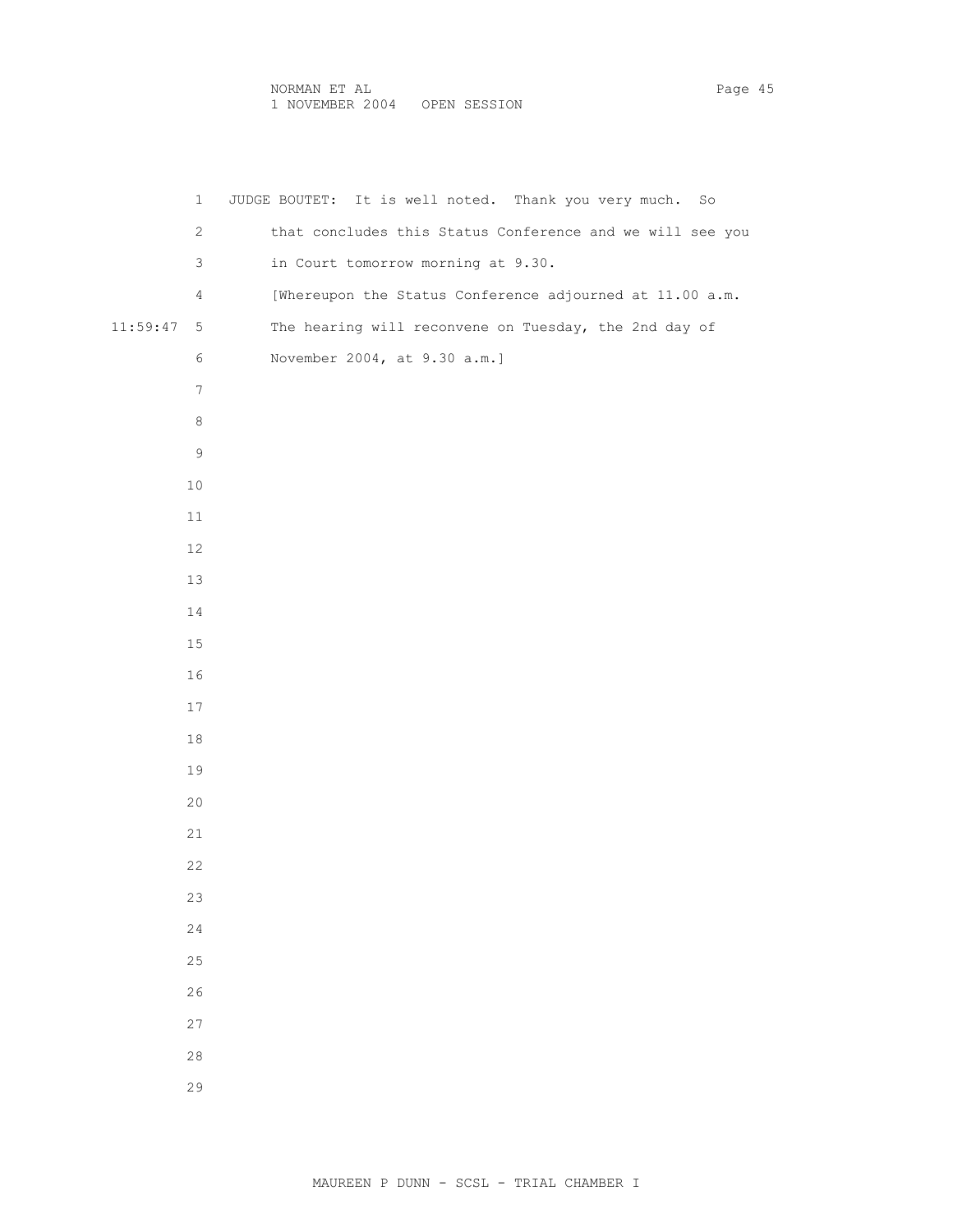JUDGE BOUTET: It is well noted. Thank you very much. So that concludes this Status Conference and we will see you in Court tomorrow morning at 9.30.

[Whereupon the Status Conference adjourned at 11.00 a.m. The hearing will reconvene on Tuesday, the 2nd day of November 2004, at 9.30 a.m.]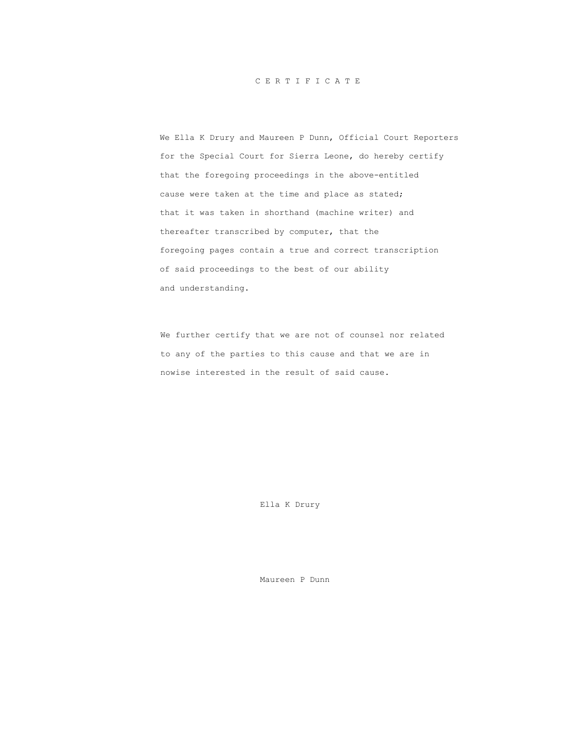# C E R T I F I C A T E

We Ella K Drury and Maureen P Dunn, Official Court Reporters for the Special Court for Sierra Leone, do hereby certify that the foregoing proceedings in the above-entitled cause were taken at the time and place as stated; that it was taken in shorthand (machine writer) and thereafter transcribed by computer, that the foregoing pages contain a true and correct transcription of said proceedings to the best of our ability and understanding.

We further certify that we are not of counsel nor related to any of the parties to this cause and that we are in nowise interested in the result of said cause.

Ella K Drury

Maureen P Dunn